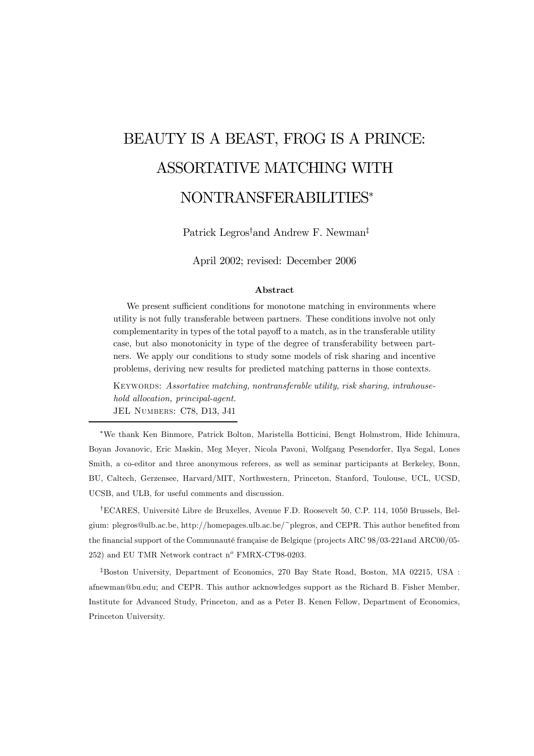# BEAUTY IS A BEAST, FROG IS A PRINCE: ASSORTATIVE MATCHING WITH NONTRANSFERABILITIES*

Patrick Legros† and Andrew F. Newman‡

April 2002; revised: December 2006

### Abstract

We present sufficient conditions for monotone matching in environments where utility is not fully transferable between partners. These conditions involve not only complementarity in types of the total payoff to a match, as in the transferable utility case, but also monotonicity in type of the degree of transferability between partners. We apply our conditions to study some models of risk sharing and incentive problems, deriving new results for predicted matching patterns in those contexts.

Keywords: *Assortative matching, nontransferable utility, risk sharing, intrahousehold allocation, principal-agent.*

JEL Numbers: C78, D13, J41

---

*We thank Ken Binmore, Patrick Bolton, Maristella Botticini, Bengt Holmstrom, Hide Ichimura, Boyan Jovanovic, Eric Maskin, Meg Meyer, Nicola Pavoni, Wolfgang Pesendorfer, Ilya Segal, Lones Smith, a co-editor and three anonymous referees, as well as seminar participants at Berkeley, Bonn, BU, Caltech, Gerzensee, Harvard/MIT, Northwestern, Princeton, Stanford, Toulouse, UCL, UCSD, UCSB, and ULB, for useful comments and discussion.

†ECARES, Université Libre de Bruxelles, Avenue F.D. Roosevelt 50, C.P. 114, 1050 Brussels, Belgium: plegros@ulb.ac.be, http://homepages.ulb.ac.be/~plegros, and CEPR. This author benefited from the financial support of the Communauté française de Belgique (projects ARC 98/03-221and ARC00/05-252) and EU TMR Network contract n$^o$ FMRX-CT98-0203.

‡Boston University, Department of Economics, 270 Bay State Road, Boston, MA 02215, USA : afnewman@bu.edu; and CEPR. This author acknowledges support as the Richard B. Fisher Member, Institute for Advanced Study, Princeton, and as a Peter B. Kenen Fellow, Department of Economics, Princeton University.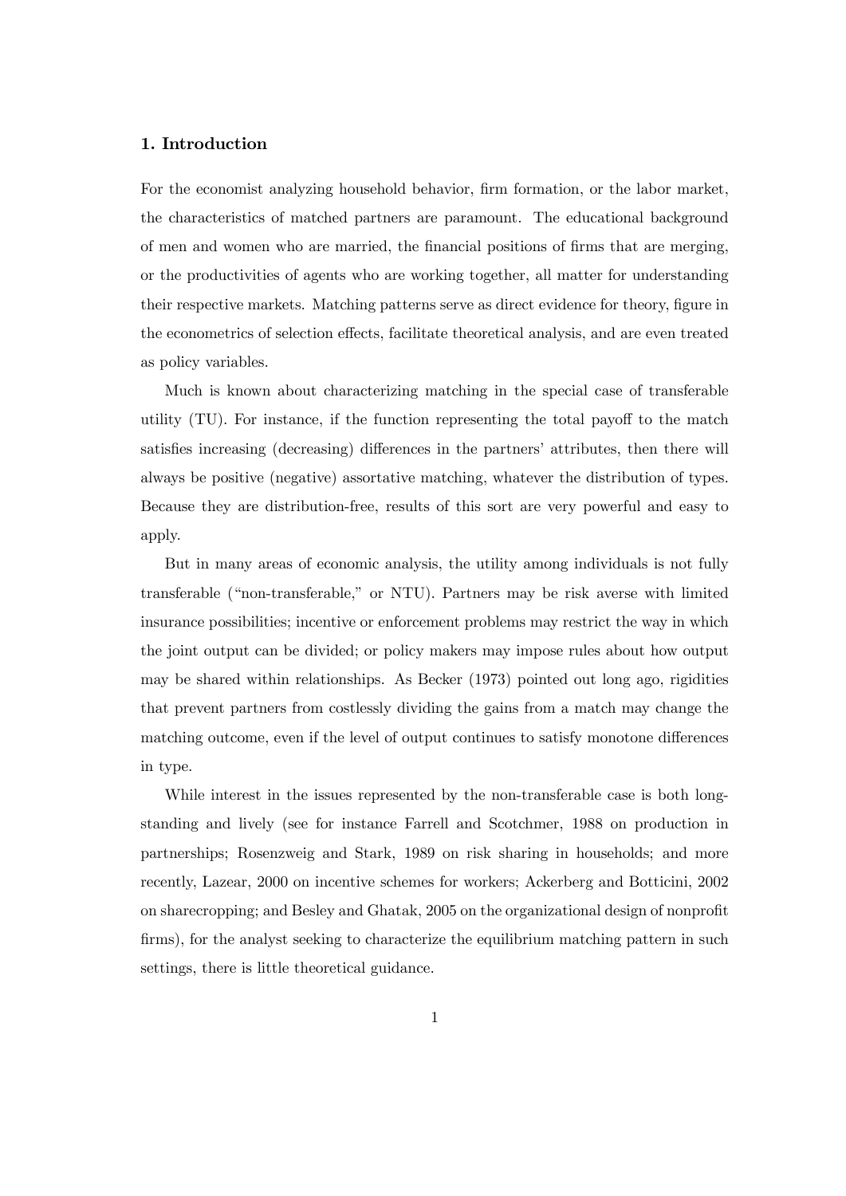### 1. Introduction

For the economist analyzing household behavior, firm formation, or the labor market, the characteristics of matched partners are paramount. The educational background of men and women who are married, the financial positions of firms that are merging, or the productivities of agents who are working together, all matter for understanding their respective markets. Matching patterns serve as direct evidence for theory, figure in the econometrics of selection effects, facilitate theoretical analysis, and are even treated as policy variables.

Much is known about characterizing matching in the special case of transferable utility (TU). For instance, if the function representing the total payoff to the match satisfies increasing (decreasing) differences in the partners' attributes, then there will always be positive (negative) assortative matching, whatever the distribution of types. Because they are distribution-free, results of this sort are very powerful and easy to apply.

But in many areas of economic analysis, the utility among individuals is not fully transferable ("non-transferable," or NTU). Partners may be risk averse with limited insurance possibilities; incentive or enforcement problems may restrict the way in which the joint output can be divided; or policy makers may impose rules about how output may be shared within relationships. As Becker (1973) pointed out long ago, rigidities that prevent partners from costlessly dividing the gains from a match may change the matching outcome, even if the level of output continues to satisfy monotone differences in type.

While interest in the issues represented by the non-transferable case is both long-standing and lively (see for instance Farrell and Scotchmer, 1988 on production in partnerships; Rosenzweig and Stark, 1989 on risk sharing in households; and more recently, Lazear, 2000 on incentive schemes for workers; Ackerberg and Botticini, 2002 on sharecropping; and Besley and Ghatak, 2005 on the organizational design of nonprofit firms), for the analyst seeking to characterize the equilibrium matching pattern in such settings, there is little theoretical guidance.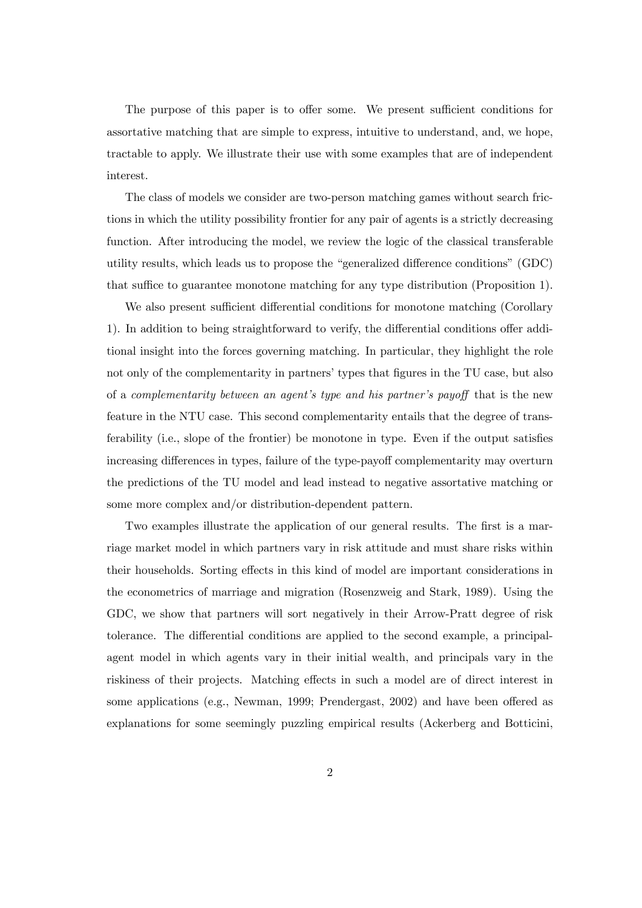The purpose of this paper is to offer some. We present sufficient conditions for assortative matching that are simple to express, intuitive to understand, and, we hope, tractable to apply. We illustrate their use with some examples that are of independent interest.

The class of models we consider are two-person matching games without search frictions in which the utility possibility frontier for any pair of agents is a strictly decreasing function. After introducing the model, we review the logic of the classical transferable utility results, which leads us to propose the "generalized difference conditions" (GDC) that suffice to guarantee monotone matching for any type distribution (Proposition 1).

We also present sufficient differential conditions for monotone matching (Corollary 1). In addition to being straightforward to verify, the differential conditions offer additional insight into the forces governing matching. In particular, they highlight the role not only of the complementarity in partners' types that figures in the TU case, but also of a *complementarity between an agent's type and his partner's payoff* that is the new feature in the NTU case. This second complementarity entails that the degree of transferability (i.e., slope of the frontier) be monotone in type. Even if the output satisfies increasing differences in types, failure of the type-payoff complementarity may overturn the predictions of the TU model and lead instead to negative assortative matching or some more complex and/or distribution-dependent pattern.

Two examples illustrate the application of our general results. The first is a marriage market model in which partners vary in risk attitude and must share risks within their households. Sorting effects in this kind of model are important considerations in the econometrics of marriage and migration (Rosenzweig and Stark, 1989). Using the GDC, we show that partners will sort negatively in their Arrow-Pratt degree of risk tolerance. The differential conditions are applied to the second example, a principal-agent model in which agents vary in their initial wealth, and principals vary in the riskiness of their projects. Matching effects in such a model are of direct interest in some applications (e.g., Newman, 1999; Prendergast, 2002) and have been offered as explanations for some seemingly puzzling empirical results (Ackerberg and Botticini,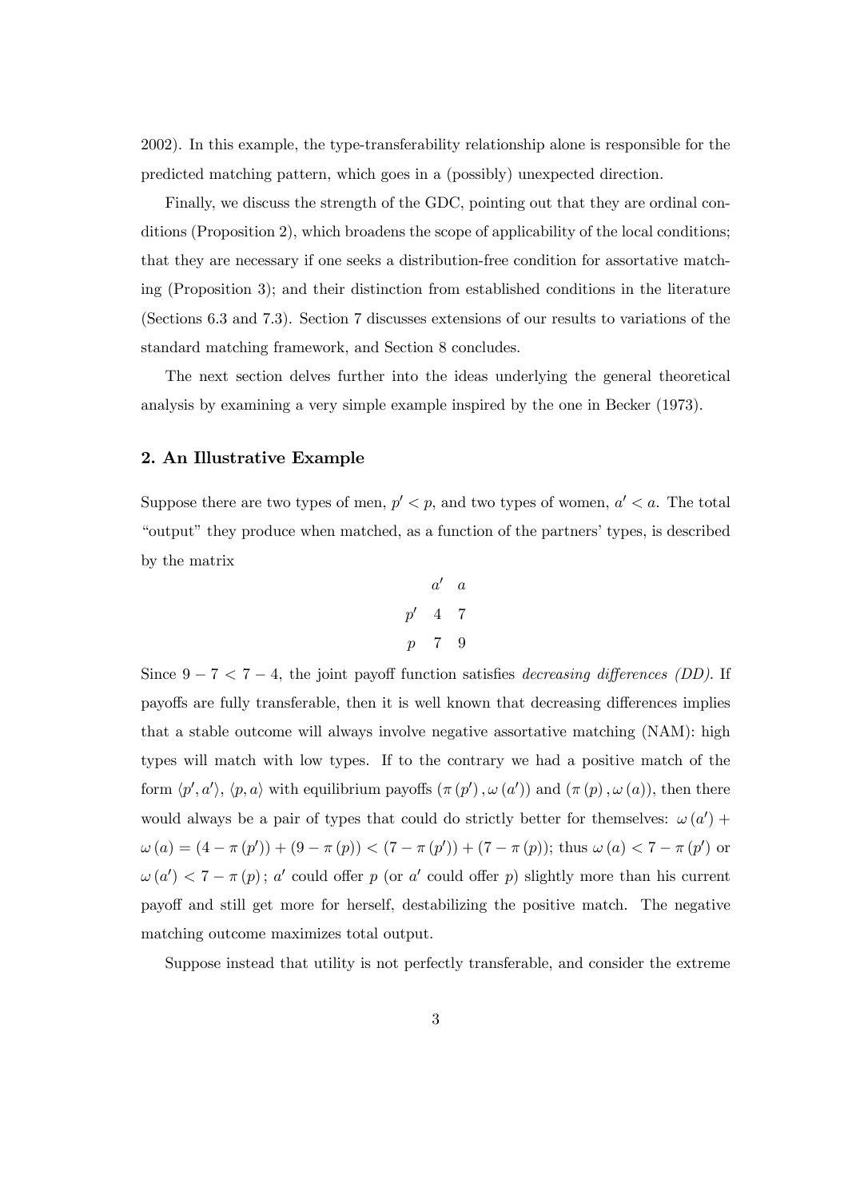2002). In this example, the type-transferability relationship alone is responsible for the predicted matching pattern, which goes in a (possibly) unexpected direction.

Finally, we discuss the strength of the GDC, pointing out that they are ordinal conditions (Proposition 2), which broadens the scope of applicability of the local conditions; that they are necessary if one seeks a distribution-free condition for assortative matching (Proposition 3); and their distinction from established conditions in the literature (Sections 6.3 and 7.3). Section 7 discusses extensions of our results to variations of the standard matching framework, and Section 8 concludes.

The next section delves further into the ideas underlying the general theoretical analysis by examining a very simple example inspired by the one in Becker (1973).

## 2. An Illustrative Example

Suppose there are two types of men, $p' < p$, and two types of women, $a' < a$. The total "output" they produce when matched, as a function of the partners' types, is described by the matrix

|  | $a'$ | $a$ |
|---|---|---|
| $p'$ | 4 | 7 |
| $p$ | 7 | 9 |

Since $9 - 7 < 7 - 4$, the joint payoff function satisfies *decreasing differences (DD)*. If payoffs are fully transferable, then it is well known that decreasing differences implies that a stable outcome will always involve negative assortative matching (NAM): high types will match with low types. If to the contrary we had a positive match of the form $\langle p', a' \rangle$, $\langle p, a \rangle$ with equilibrium payoffs $(\pi(p'), \omega(a'))$ and $(\pi(p), \omega(a))$, then there would always be a pair of types that could do strictly better for themselves: $\omega(a') + \omega(a) = (4 - \pi(p')) + (9 - \pi(p)) < (7 - \pi(p')) + (7 - \pi(p))$; thus $\omega(a) < 7 - \pi(p')$ or $\omega(a') < 7 - \pi(p)$; $a'$ could offer $p$ (or $a'$ could offer $p$) slightly more than his current payoff and still get more for herself, destabilizing the positive match. The negative matching outcome maximizes total output.

Suppose instead that utility is not perfectly transferable, and consider the extreme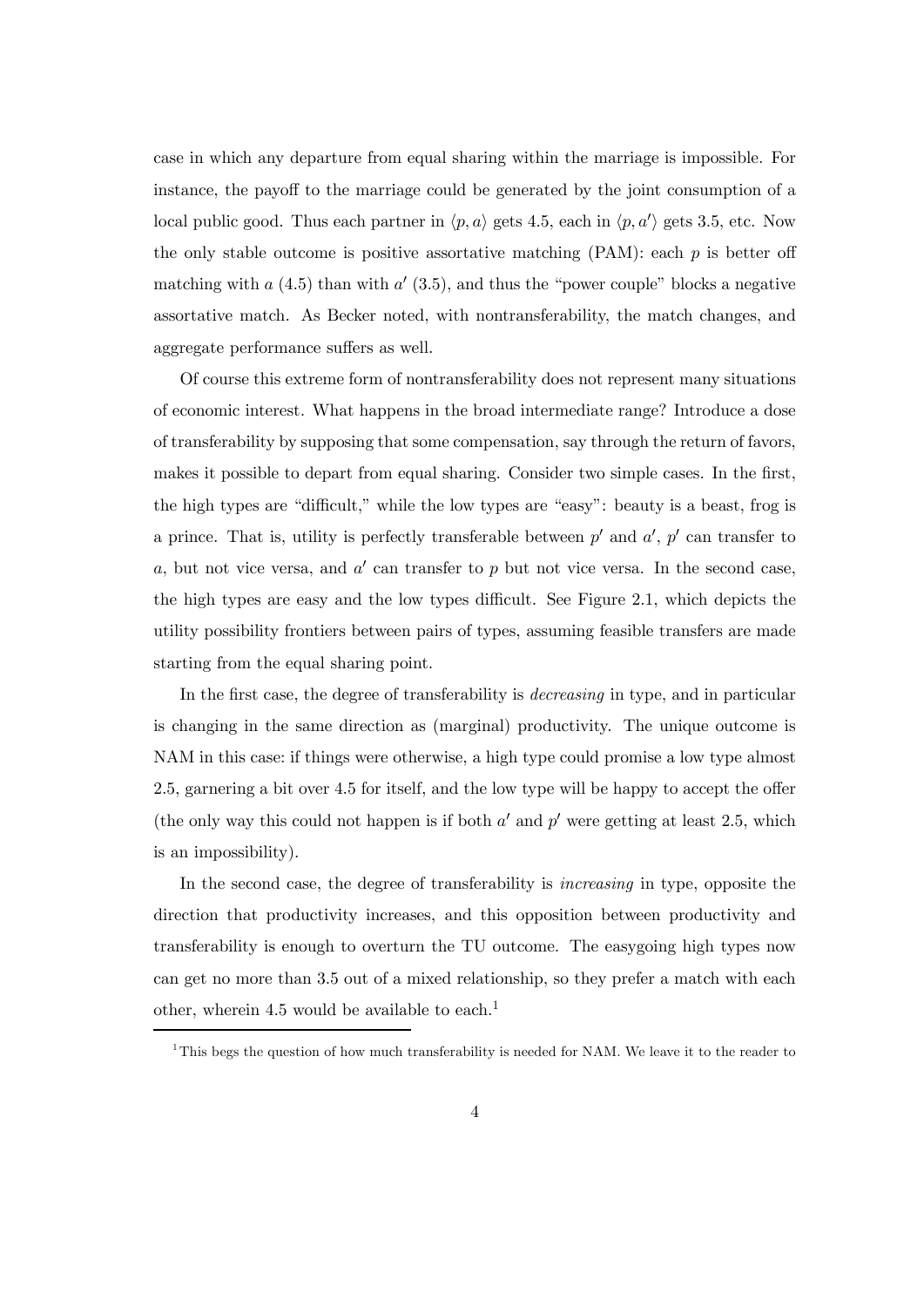case in which any departure from equal sharing within the marriage is impossible. For instance, the payoff to the marriage could be generated by the joint consumption of a local public good. Thus each partner in $\langle p, a \rangle$ gets 4.5, each in $\langle p, a' \rangle$ gets 3.5, etc. Now the only stable outcome is positive assortative matching (PAM): each $p$ is better off matching with $a$ (4.5) than with $a'$ (3.5), and thus the "power couple" blocks a negative assortative match. As Becker noted, with nontransferability, the match changes, and aggregate performance suffers as well.

Of course this extreme form of nontransferability does not represent many situations of economic interest. What happens in the broad intermediate range? Introduce a dose of transferability by supposing that some compensation, say through the return of favors, makes it possible to depart from equal sharing. Consider two simple cases. In the first, the high types are "difficult," while the low types are "easy": beauty is a beast, frog is a prince. That is, utility is perfectly transferable between $p'$ and $a'$, $p'$ can transfer to $a$, but not vice versa, and $a'$ can transfer to $p$ but not vice versa. In the second case, the high types are easy and the low types difficult. See Figure 2.1, which depicts the utility possibility frontiers between pairs of types, assuming feasible transfers are made starting from the equal sharing point.

In the first case, the degree of transferability is *decreasing* in type, and in particular is changing in the same direction as (marginal) productivity. The unique outcome is NAM in this case: if things were otherwise, a high type could promise a low type almost 2.5, garnering a bit over 4.5 for itself, and the low type will be happy to accept the offer (the only way this could not happen is if both $a'$ and $p'$ were getting at least 2.5, which is an impossibility).

In the second case, the degree of transferability is *increasing* in type, opposite the direction that productivity increases, and this opposition between productivity and transferability is enough to overturn the TU outcome. The easygoing high types now can get no more than 3.5 out of a mixed relationship, so they prefer a match with each other, wherein 4.5 would be available to each.[1]

[1] This begs the question of how much transferability is needed for NAM. We leave it to the reader to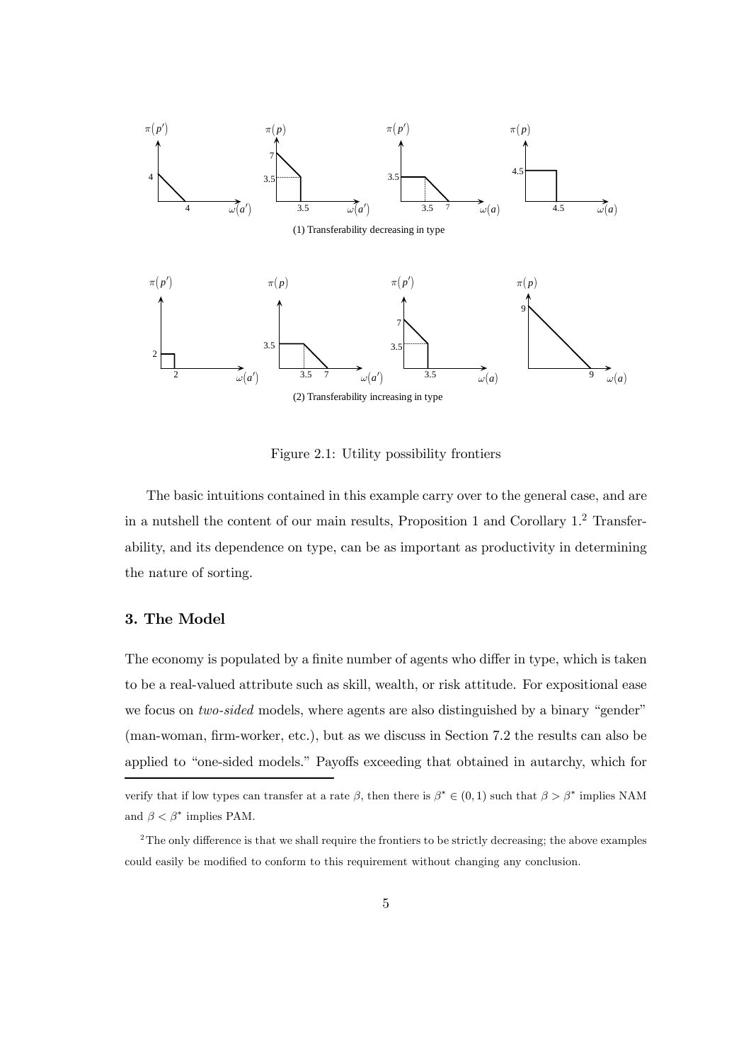Figure 2.1: Utility possibility frontiers

The basic intuitions contained in this example carry over to the general case, and are in a nutshell the content of our main results, Proposition 1 and Corollary 1.[2] Transferability, and its dependence on type, can be as important as productivity in determining the nature of sorting.

## 3. The Model

The economy is populated by a finite number of agents who differ in type, which is taken to be a real-valued attribute such as skill, wealth, or risk attitude. For expositional ease we focus on *two-sided* models, where agents are also distinguished by a binary "gender" (man-woman, firm-worker, etc.), but as we discuss in Section 7.2 the results can also be applied to "one-sided models." Payoffs exceeding that obtained in autarchy, which for

---

verify that if low types can transfer at a rate $\beta$, then there is $\beta^* \in (0,1)$ such that $\beta > \beta^*$ implies NAM and $\beta < \beta^*$ implies PAM.

[2] The only difference is that we shall require the frontiers to be strictly decreasing; the above examples could easily be modified to conform to this requirement without changing any conclusion.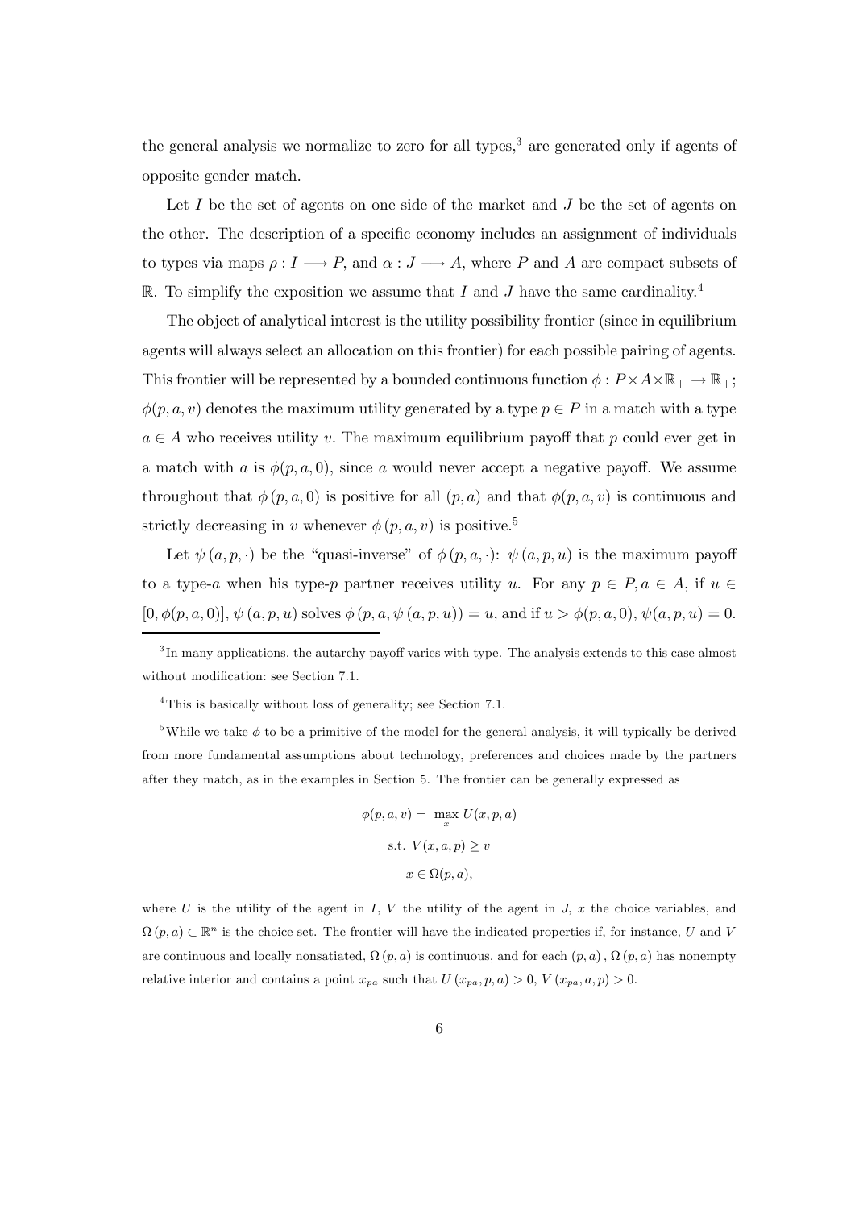the general analysis we normalize to zero for all types,[3] are generated only if agents of opposite gender match.

Let $I$ be the set of agents on one side of the market and $J$ be the set of agents on the other. The description of a specific economy includes an assignment of individuals to types via maps $\rho : I \longrightarrow P$, and $\alpha : J \longrightarrow A$, where $P$ and $A$ are compact subsets of $\mathbb{R}$. To simplify the exposition we assume that $I$ and $J$ have the same cardinality.[4]

The object of analytical interest is the utility possibility frontier (since in equilibrium agents will always select an allocation on this frontier) for each possible pairing of agents. This frontier will be represented by a bounded continuous function $\phi : P \times A \times \mathbb{R}_+ \rightarrow \mathbb{R}_+$; $\phi(p, a, v)$ denotes the maximum utility generated by a type $p \in P$ in a match with a type $a \in A$ who receives utility $v$. The maximum equilibrium payoff that $p$ could ever get in a match with $a$ is $\phi(p, a, 0)$, since $a$ would never accept a negative payoff. We assume throughout that $\phi(p, a, 0)$ is positive for all $(p, a)$ and that $\phi(p, a, v)$ is continuous and strictly decreasing in $v$ whenever $\phi(p, a, v)$ is positive.[5]

Let $\psi(a, p, \cdot)$ be the "quasi-inverse" of $\phi(p, a, \cdot)$: $\psi(a, p, u)$ is the maximum payoff to a type-$a$ when his type-$p$ partner receives utility $u$. For any $p \in P, a \in A$, if $u \in [0, \phi(p, a, 0)]$, $\psi(a, p, u)$ solves $\phi(p, a, \psi(a, p, u)) = u$, and if $u > \phi(p, a, 0)$, $\psi(a, p, u) = 0$.

---

[3] In many applications, the autarchy payoff varies with type. The analysis extends to this case almost without modification: see Section 7.1.

[4] This is basically without loss of generality; see Section 7.1.

[5] While we take $\phi$ to be a primitive of the model for the general analysis, it will typically be derived from more fundamental assumptions about technology, preferences and choices made by the partners after they match, as in the examples in Section 5. The frontier can be generally expressed as

$$
\begin{aligned}
\phi(p, a, v) = \; & \max_x U(x, p, a) \\
& \text{s.t. } V(x, a, p) \geq v \\
& x \in \Omega(p, a),
\end{aligned}
$$

where $U$ is the utility of the agent in $I$, $V$ the utility of the agent in $J$, $x$ the choice variables, and $\Omega(p, a) \subset \mathbb{R}^n$ is the choice set. The frontier will have the indicated properties if, for instance, $U$ and $V$ are continuous and locally nonsatiated, $\Omega(p, a)$ is continuous, and for each $(p, a)$, $\Omega(p, a)$ has nonempty relative interior and contains a point $x_{pa}$ such that $U(x_{pa}, p, a) > 0$, $V(x_{pa}, a, p) > 0$.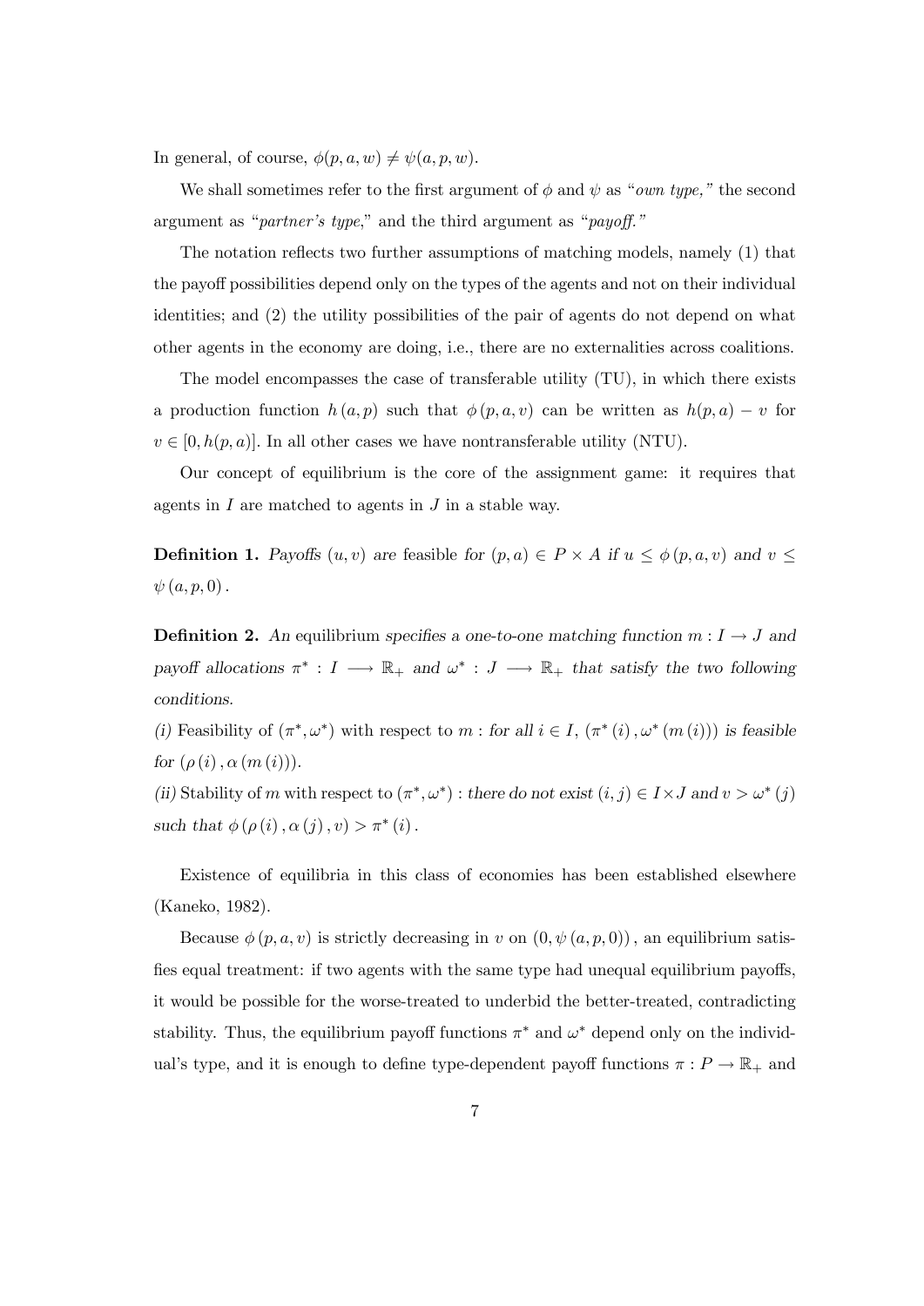In general, of course, $\phi(p, a, w) \neq \psi(a, p, w)$.

We shall sometimes refer to the first argument of $\phi$ and $\psi$ as "*own type,*" the second argument as "*partner's type*," and the third argument as "*payoff.*"

The notation reflects two further assumptions of matching models, namely (1) that the payoff possibilities depend only on the types of the agents and not on their individual identities; and (2) the utility possibilities of the pair of agents do not depend on what other agents in the economy are doing, i.e., there are no externalities across coalitions.

The model encompasses the case of transferable utility (TU), in which there exists a production function $h(a, p)$ such that $\phi(p, a, v)$ can be written as $h(p, a) - v$ for $v \in [0, h(p, a)]$. In all other cases we have nontransferable utility (NTU).

Our concept of equilibrium is the core of the assignment game: it requires that agents in $I$ are matched to agents in $J$ in a stable way.

**Definition 1.** *Payoffs* $(u, v)$ *are* feasible *for* $(p, a) \in P \times A$ *if* $u \leq \phi(p, a, v)$ *and* $v \leq \psi(a, p, 0)$.

**Definition 2.** *An* equilibrium *specifies a one-to-one matching function* $m : I \rightarrow J$ *and payoff allocations* $\pi^* : I \longrightarrow \mathbb{R}_+$ *and* $\omega^* : J \longrightarrow \mathbb{R}_+$ *that satisfy the two following conditions.*

*(i)* Feasibility of $(\pi^*, \omega^*)$ with respect to $m$ : *for all* $i \in I$, $(\pi^*(i), \omega^*(m(i)))$ *is feasible for* $(\rho(i), \alpha(m(i)))$.

*(ii)* Stability of $m$ with respect to $(\pi^*, \omega^*)$ : *there do not exist* $(i, j) \in I \times J$ *and* $v > \omega^*(j)$ *such that* $\phi(\rho(i), \alpha(j), v) > \pi^*(i)$.

Existence of equilibria in this class of economies has been established elsewhere (Kaneko, 1982).

Because $\phi(p, a, v)$ is strictly decreasing in $v$ on $(0, \psi(a, p, 0))$, an equilibrium satisfies equal treatment: if two agents with the same type had unequal equilibrium payoffs, it would be possible for the worse-treated to underbid the better-treated, contradicting stability. Thus, the equilibrium payoff functions $\pi^*$ and $\omega^*$ depend only on the individual's type, and it is enough to define type-dependent payoff functions $\pi : P \rightarrow \mathbb{R}_+$ and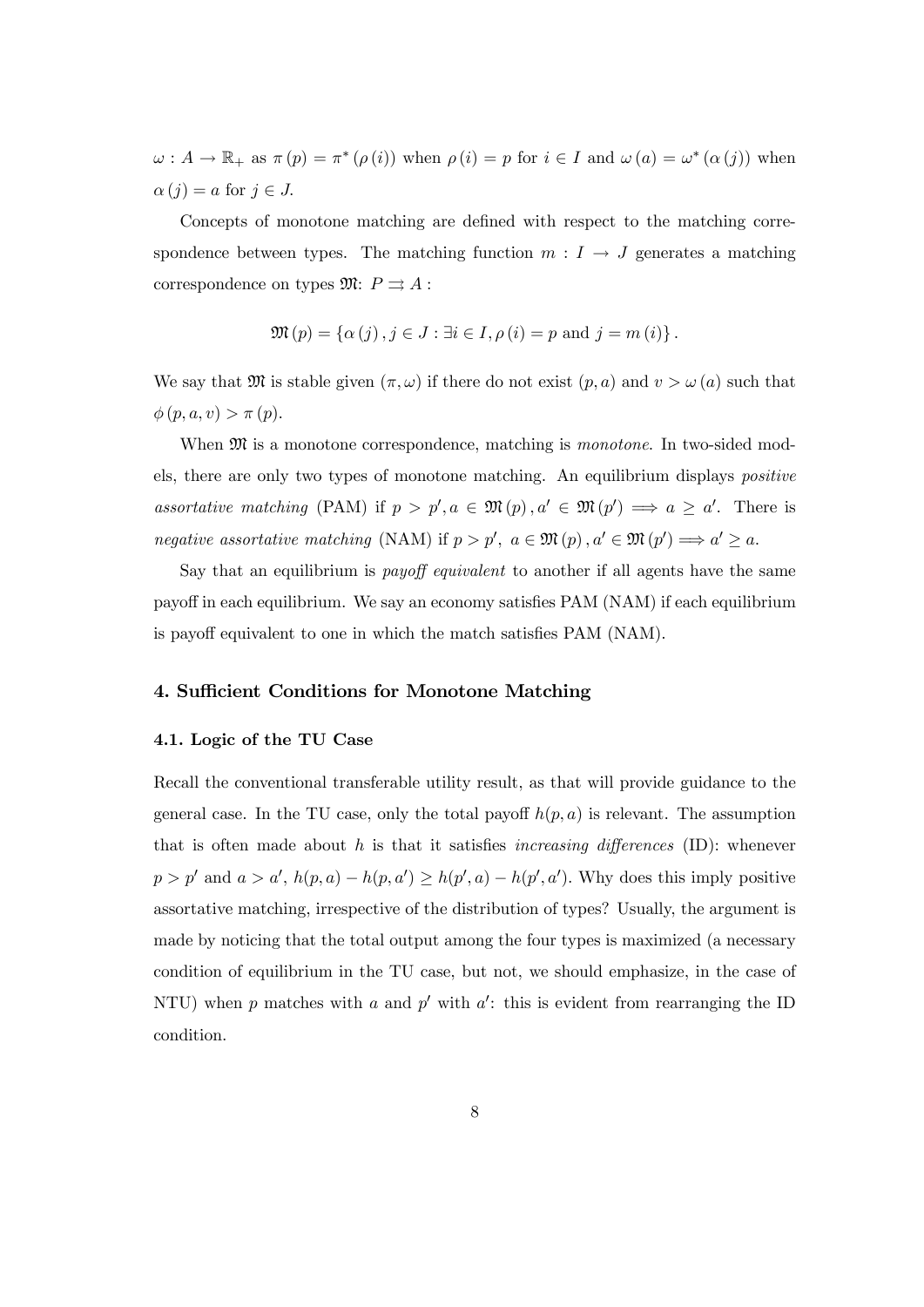$\omega : A \to \mathbb{R}_+$ as $\pi(p) = \pi^*(\rho(i))$ when $\rho(i) = p$ for $i \in I$ and $\omega(a) = \omega^*(\alpha(j))$ when $\alpha(j) = a$ for $j \in J$.

Concepts of monotone matching are defined with respect to the matching correspondence between types. The matching function $m : I \to J$ generates a matching correspondence on types $\mathfrak{M}$: $P \rightrightarrows A$ :

$$\mathfrak{M}(p) = \{\alpha(j), j \in J : \exists i \in I, \rho(i) = p \text{ and } j = m(i)\}.$$

We say that $\mathfrak{M}$ is stable given $(\pi, \omega)$ if there do not exist $(p, a)$ and $v > \omega(a)$ such that $\phi(p, a, v) > \pi(p)$.

When $\mathfrak{M}$ is a monotone correspondence, matching is *monotone*. In two-sided models, there are only two types of monotone matching. An equilibrium displays *positive assortative matching* (PAM) if $p > p', a \in \mathfrak{M}(p), a' \in \mathfrak{M}(p') \implies a \geq a'$. There is *negative assortative matching* (NAM) if $p > p',\ a \in \mathfrak{M}(p), a' \in \mathfrak{M}(p') \implies a' \geq a$.

Say that an equilibrium is *payoff equivalent* to another if all agents have the same payoff in each equilibrium. We say an economy satisfies PAM (NAM) if each equilibrium is payoff equivalent to one in which the match satisfies PAM (NAM).

## 4. Sufficient Conditions for Monotone Matching

### 4.1. Logic of the TU Case

Recall the conventional transferable utility result, as that will provide guidance to the general case. In the TU case, only the total payoff $h(p, a)$ is relevant. The assumption that is often made about $h$ is that it satisfies *increasing differences* (ID): whenever $p > p'$ and $a > a'$, $h(p, a) - h(p, a') \geq h(p', a) - h(p', a')$. Why does this imply positive assortative matching, irrespective of the distribution of types? Usually, the argument is made by noticing that the total output among the four types is maximized (a necessary condition of equilibrium in the TU case, but not, we should emphasize, in the case of NTU) when $p$ matches with $a$ and $p'$ with $a'$: this is evident from rearranging the ID condition.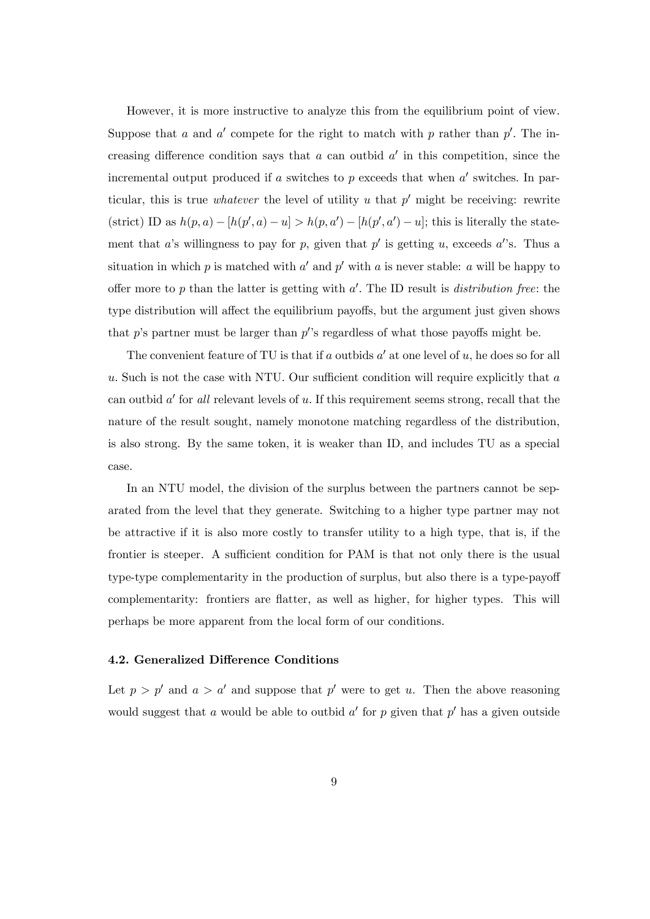However, it is more instructive to analyze this from the equilibrium point of view. Suppose that $a$ and $a'$ compete for the right to match with $p$ rather than $p'$. The increasing difference condition says that $a$ can outbid $a'$ in this competition, since the incremental output produced if $a$ switches to $p$ exceeds that when $a'$ switches. In particular, this is true *whatever* the level of utility $u$ that $p'$ might be receiving: rewrite (strict) ID as $h(p,a) - [h(p',a) - u] > h(p,a') - [h(p',a') - u]$; this is literally the statement that $a$'s willingness to pay for $p$, given that $p'$ is getting $u$, exceeds $a'$'s. Thus a situation in which $p$ is matched with $a'$ and $p'$ with $a$ is never stable: $a$ will be happy to offer more to $p$ than the latter is getting with $a'$. The ID result is *distribution free*: the type distribution will affect the equilibrium payoffs, but the argument just given shows that $p$'s partner must be larger than $p'$'s regardless of what those payoffs might be.

The convenient feature of TU is that if $a$ outbids $a'$ at one level of $u$, he does so for all $u$. Such is not the case with NTU. Our sufficient condition will require explicitly that $a$ can outbid $a'$ for *all* relevant levels of $u$. If this requirement seems strong, recall that the nature of the result sought, namely monotone matching regardless of the distribution, is also strong. By the same token, it is weaker than ID, and includes TU as a special case.

In an NTU model, the division of the surplus between the partners cannot be separated from the level that they generate. Switching to a higher type partner may not be attractive if it is also more costly to transfer utility to a high type, that is, if the frontier is steeper. A sufficient condition for PAM is that not only there is the usual type-type complementarity in the production of surplus, but also there is a type-payoff complementarity: frontiers are flatter, as well as higher, for higher types. This will perhaps be more apparent from the local form of our conditions.

### 4.2. Generalized Difference Conditions

Let $p > p'$ and $a > a'$ and suppose that $p'$ were to get $u$. Then the above reasoning would suggest that $a$ would be able to outbid $a'$ for $p$ given that $p'$ has a given outside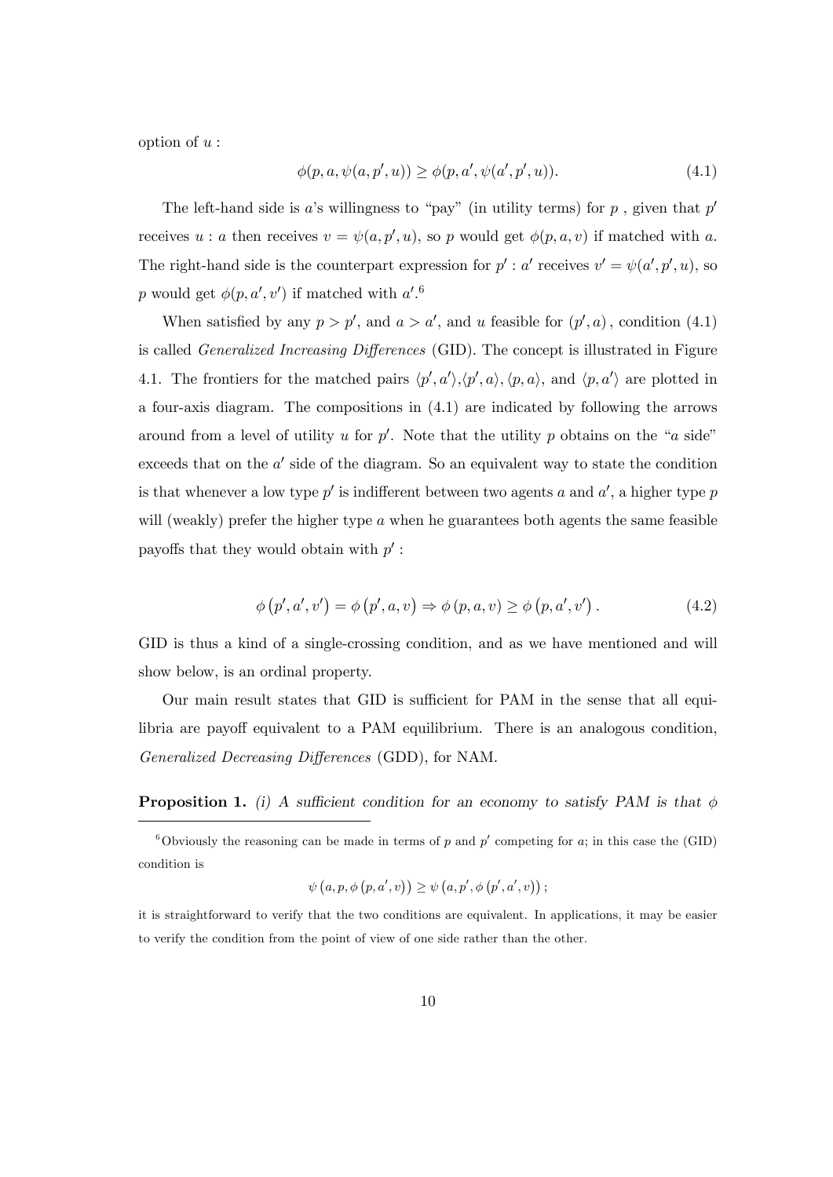option of $u$ :

$$\phi(p, a, \psi(a, p', u)) \geq \phi(p, a', \psi(a', p', u)). \tag{4.1}$$

The left-hand side is $a$'s willingness to "pay" (in utility terms) for $p$ , given that $p'$ receives $u$ : $a$ then receives $v = \psi(a, p', u)$, so $p$ would get $\phi(p, a, v)$ if matched with $a$. The right-hand side is the counterpart expression for $p'$ : $a'$ receives $v' = \psi(a', p', u)$, so $p$ would get $\phi(p, a', v')$ if matched with $a'$.[6]

When satisfied by any $p > p'$, and $a > a'$, and $u$ feasible for $(p', a)$ , condition (4.1) is called *Generalized Increasing Differences* (GID). The concept is illustrated in Figure 4.1. The frontiers for the matched pairs $\langle p', a'\rangle$,$\langle p', a\rangle$, $\langle p, a\rangle$, and $\langle p, a'\rangle$ are plotted in a four-axis diagram. The compositions in (4.1) are indicated by following the arrows around from a level of utility $u$ for $p'$. Note that the utility $p$ obtains on the "$a$ side" exceeds that on the $a'$ side of the diagram. So an equivalent way to state the condition is that whenever a low type $p'$ is indifferent between two agents $a$ and $a'$, a higher type $p$ will (weakly) prefer the higher type $a$ when he guarantees both agents the same feasible payoffs that they would obtain with $p'$ :

$$\phi\left(p', a', v'\right) = \phi\left(p', a, v\right) \Rightarrow \phi\left(p, a, v\right) \geq \phi\left(p, a', v'\right). \tag{4.2}$$

GID is thus a kind of a single-crossing condition, and as we have mentioned and will show below, is an ordinal property.

Our main result states that GID is sufficient for PAM in the sense that all equilibria are payoff equivalent to a PAM equilibrium. There is an analogous condition, *Generalized Decreasing Differences* (GDD), for NAM.

**Proposition 1.** *(i) A sufficient condition for an economy to satisfy PAM is that* $\phi$

---

[6] Obviously the reasoning can be made in terms of $p$ and $p'$ competing for $a$; in this case the (GID) condition is

$$\psi\left(a, p, \phi\left(p, a', v\right)\right) \geq \psi\left(a, p', \phi\left(p', a', v\right)\right);$$

it is straightforward to verify that the two conditions are equivalent. In applications, it may be easier to verify the condition from the point of view of one side rather than the other.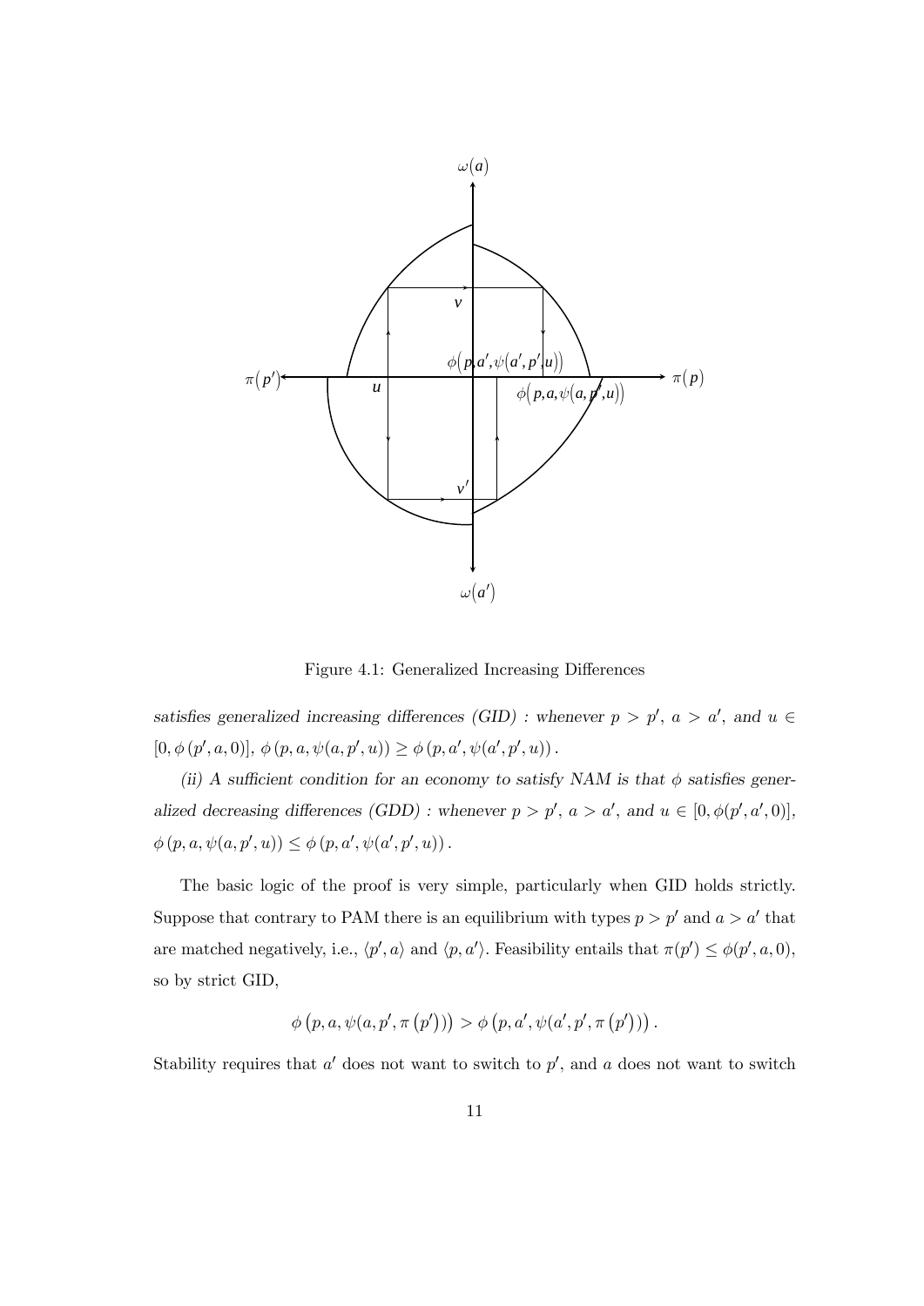Figure 4.1: Generalized Increasing Differences

*satisfies generalized increasing differences (GID) : whenever $p > p'$, $a > a'$, and $u \in [0, \phi(p', a, 0)]$, $\phi(p, a, \psi(a, p', u)) \geq \phi(p, a', \psi(a', p', u))$.*

*(ii) A sufficient condition for an economy to satisfy NAM is that $\phi$ satisfies generalized decreasing differences (GDD) : whenever $p > p'$, $a > a'$, and $u \in [0, \phi(p', a', 0)]$, $\phi(p, a, \psi(a, p', u)) \leq \phi(p, a', \psi(a', p', u))$.*

The basic logic of the proof is very simple, particularly when GID holds strictly. Suppose that contrary to PAM there is an equilibrium with types $p > p'$ and $a > a'$ that are matched negatively, i.e., $\langle p', a \rangle$ and $\langle p, a' \rangle$. Feasibility entails that $\pi(p') \leq \phi(p', a, 0)$, so by strict GID,

$$\phi(p, a, \psi(a, p', \pi(p'))) > \phi(p, a', \psi(a', p', \pi(p'))).$$

Stability requires that $a'$ does not want to switch to $p'$, and $a$ does not want to switch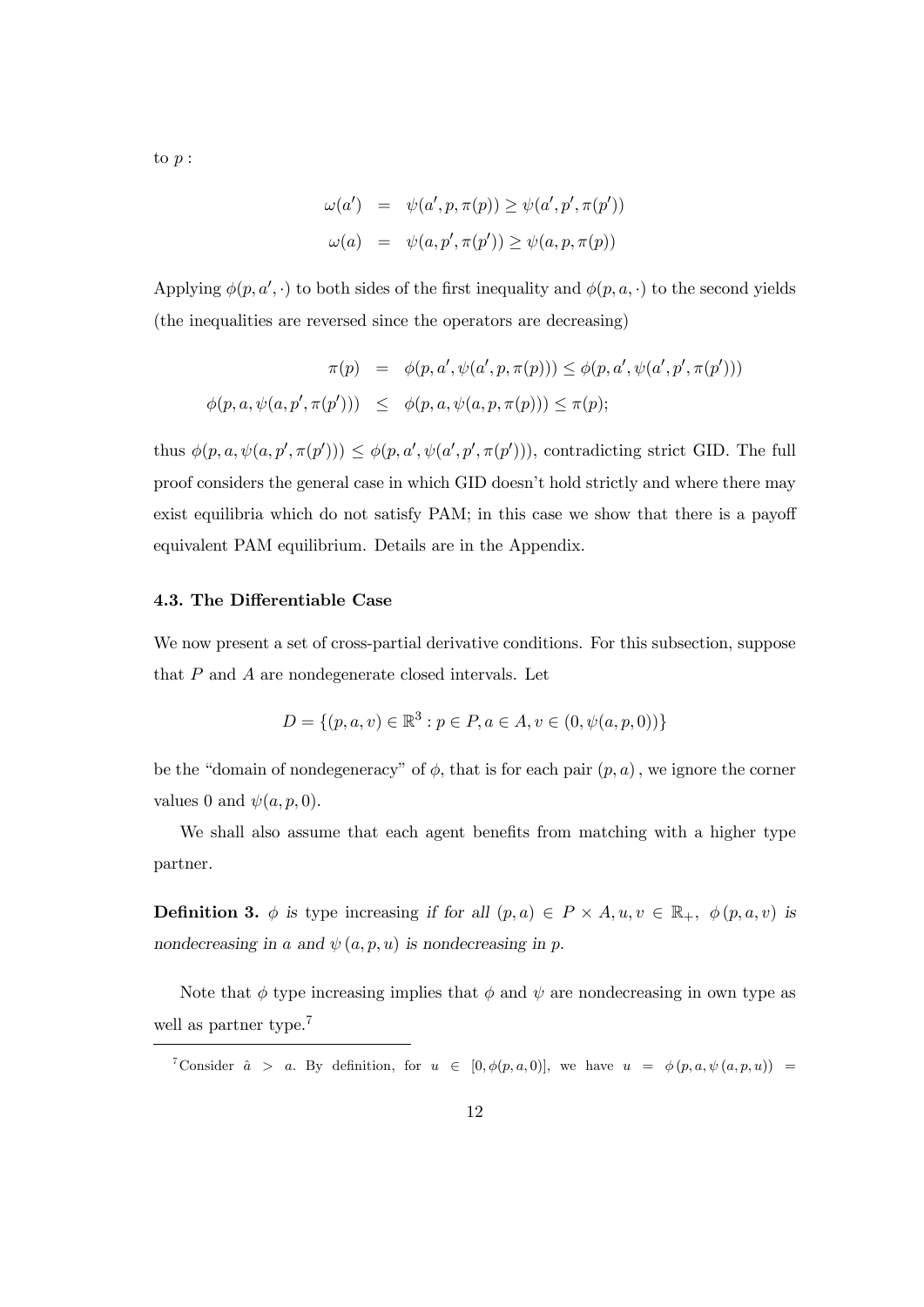to $p$ :

$$\omega(a') = \psi(a', p, \pi(p)) \geq \psi(a', p', \pi(p'))$$

$$\omega(a) = \psi(a, p', \pi(p')) \geq \psi(a, p, \pi(p))$$

Applying $\phi(p, a', \cdot)$ to both sides of the first inequality and $\phi(p, a, \cdot)$ to the second yields (the inequalities are reversed since the operators are decreasing)

$$\pi(p) = \phi(p, a', \psi(a', p, \pi(p))) \leq \phi(p, a', \psi(a', p', \pi(p')))$$

$$\phi(p, a, \psi(a, p', \pi(p'))) \leq \phi(p, a, \psi(a, p, \pi(p))) \leq \pi(p);$$

thus $\phi(p, a, \psi(a, p', \pi(p'))) \leq \phi(p, a', \psi(a', p', \pi(p')))$, contradicting strict GID. The full proof considers the general case in which GID doesn't hold strictly and where there may exist equilibria which do not satisfy PAM; in this case we show that there is a payoff equivalent PAM equilibrium. Details are in the Appendix.

### 4.3. The Differentiable Case

We now present a set of cross-partial derivative conditions. For this subsection, suppose that $P$ and $A$ are nondegenerate closed intervals. Let

$$D = \{(p, a, v) \in \mathbb{R}^3 : p \in P, a \in A, v \in (0, \psi(a, p, 0))\}$$

be the "domain of nondegeneracy" of $\phi$, that is for each pair $(p, a)$, we ignore the corner values 0 and $\psi(a, p, 0)$.

We shall also assume that each agent benefits from matching with a higher type partner.

**Definition 3.** *$\phi$ is* type increasing *if for all $(p, a) \in P \times A, u, v \in \mathbb{R}_+$, $\phi(p, a, v)$ is nondecreasing in $a$ and $\psi(a, p, u)$ is nondecreasing in $p$.*

Note that $\phi$ type increasing implies that $\phi$ and $\psi$ are nondecreasing in own type as well as partner type.[7]

[7] Consider $\hat{a} > a$. By definition, for $u \in [0, \phi(p, a, 0)]$, we have $u = \phi(p, a, \psi(a, p, u)) =$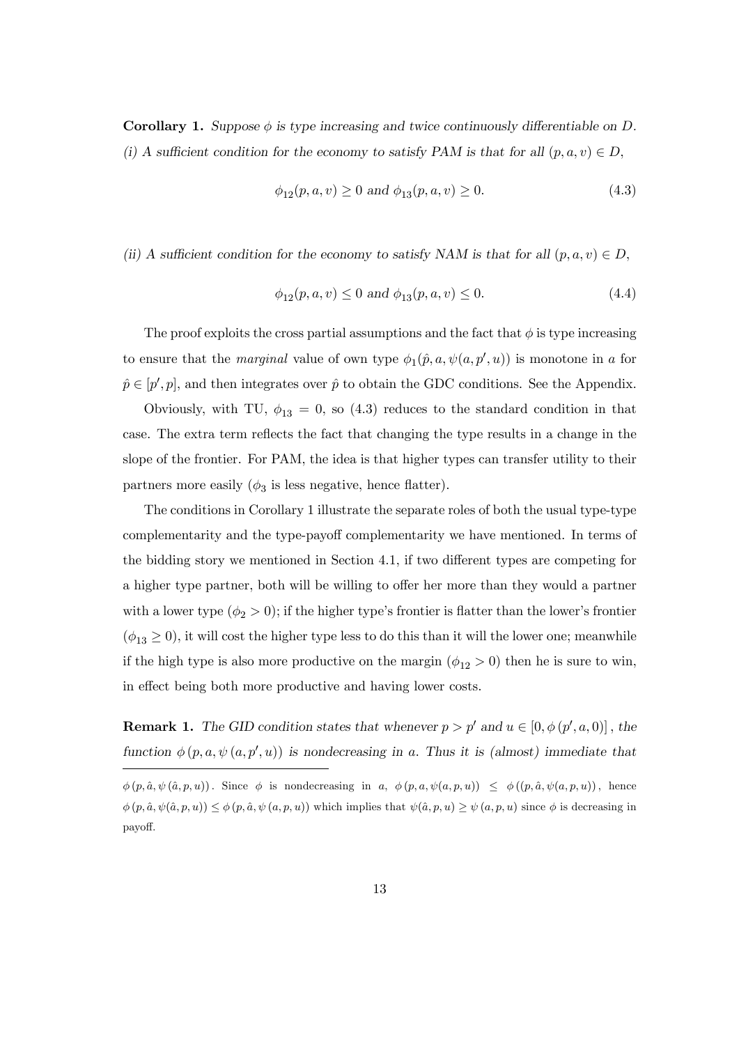**Corollary 1.** *Suppose $\phi$ is type increasing and twice continuously differentiable on $D$.*
*(i) A sufficient condition for the economy to satisfy PAM is that for all $(p, a, v) \in D$,*

$$\phi_{12}(p, a, v) \geq 0 \text{ and } \phi_{13}(p, a, v) \geq 0. \tag{4.3}$$

*(ii) A sufficient condition for the economy to satisfy NAM is that for all $(p, a, v) \in D$,*

$$\phi_{12}(p, a, v) \leq 0 \text{ and } \phi_{13}(p, a, v) \leq 0. \tag{4.4}$$

The proof exploits the cross partial assumptions and the fact that $\phi$ is type increasing to ensure that the *marginal* value of own type $\phi_1(\hat{p}, a, \psi(a, p', u))$ is monotone in $a$ for $\hat{p} \in [p', p]$, and then integrates over $\hat{p}$ to obtain the GDC conditions. See the Appendix.

Obviously, with TU, $\phi_{13} = 0$, so (4.3) reduces to the standard condition in that case. The extra term reflects the fact that changing the type results in a change in the slope of the frontier. For PAM, the idea is that higher types can transfer utility to their partners more easily ($\phi_3$ is less negative, hence flatter).

The conditions in Corollary 1 illustrate the separate roles of both the usual type-type complementarity and the type-payoff complementarity we have mentioned. In terms of the bidding story we mentioned in Section 4.1, if two different types are competing for a higher type partner, both will be willing to offer her more than they would a partner with a lower type ($\phi_2 > 0$); if the higher type's frontier is flatter than the lower's frontier ($\phi_{13} \geq 0$), it will cost the higher type less to do this than it will the lower one; meanwhile if the high type is also more productive on the margin ($\phi_{12} > 0$) then he is sure to win, in effect being both more productive and having lower costs.

**Remark 1.** *The GID condition states that whenever $p > p'$ and $u \in [0, \phi(p', a, 0)]$, the function $\phi(p, a, \psi(a, p', u))$ is nondecreasing in $a$. Thus it is (almost) immediate that*

---

$\phi(p, \hat{a}, \psi(\hat{a}, p, u))$. Since $\phi$ is nondecreasing in $a$, $\phi(p, a, \psi(a, p, u)) \leq \phi((p, \hat{a}, \psi(a, p, u))$, hence $\phi(p, \hat{a}, \psi(\hat{a}, p, u)) \leq \phi(p, \hat{a}, \psi(a, p, u))$ which implies that $\psi(\hat{a}, p, u) \geq \psi(a, p, u)$ since $\phi$ is decreasing in payoff.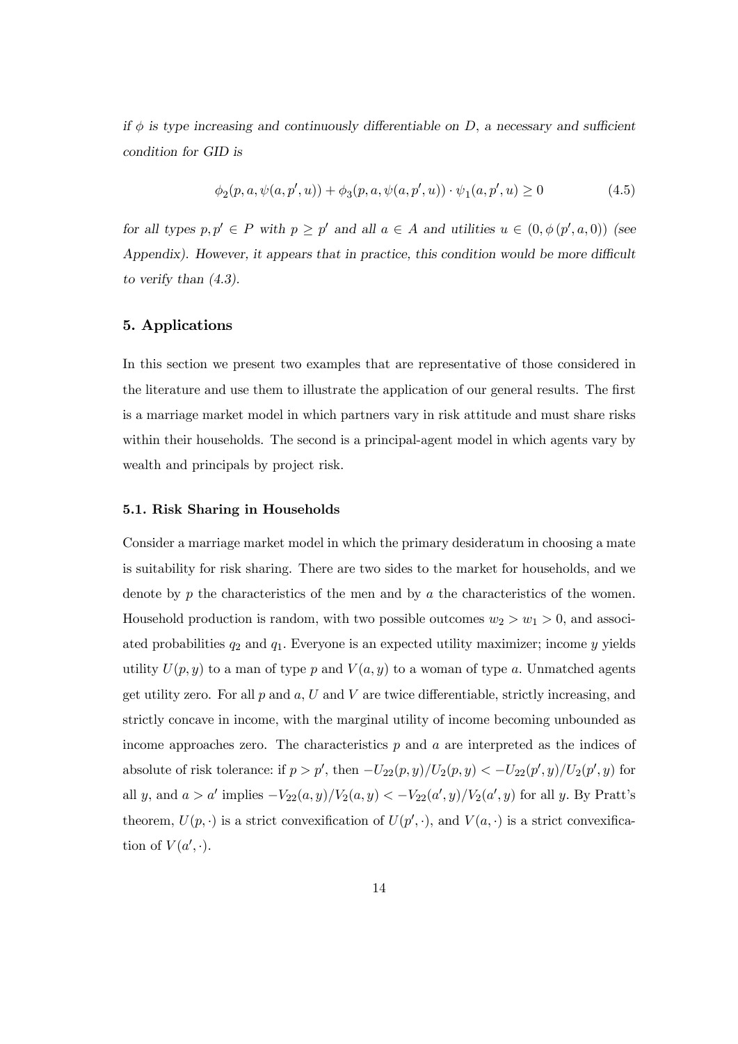*if $\phi$ is type increasing and continuously differentiable on $D$, a necessary and sufficient condition for GID is*

$$\phi_2(p, a, \psi(a, p', u)) + \phi_3(p, a, \psi(a, p', u)) \cdot \psi_1(a, p', u) \geq 0 \tag{4.5}$$

*for all types $p, p' \in P$ with $p \geq p'$ and all $a \in A$ and utilities $u \in (0, \phi(p', a, 0))$ (see Appendix). However, it appears that in practice, this condition would be more difficult to verify than (4.3).*

## 5. Applications

In this section we present two examples that are representative of those considered in the literature and use them to illustrate the application of our general results. The first is a marriage market model in which partners vary in risk attitude and must share risks within their households. The second is a principal-agent model in which agents vary by wealth and principals by project risk.

### 5.1. Risk Sharing in Households

Consider a marriage market model in which the primary desideratum in choosing a mate is suitability for risk sharing. There are two sides to the market for households, and we denote by $p$ the characteristics of the men and by $a$ the characteristics of the women. Household production is random, with two possible outcomes $w_2 > w_1 > 0$, and associated probabilities $q_2$ and $q_1$. Everyone is an expected utility maximizer; income $y$ yields utility $U(p, y)$ to a man of type $p$ and $V(a, y)$ to a woman of type $a$. Unmatched agents get utility zero. For all $p$ and $a$, $U$ and $V$ are twice differentiable, strictly increasing, and strictly concave in income, with the marginal utility of income becoming unbounded as income approaches zero. The characteristics $p$ and $a$ are interpreted as the indices of absolute of risk tolerance: if $p > p'$, then $-U_{22}(p, y)/U_2(p, y) < -U_{22}(p', y)/U_2(p', y)$ for all $y$, and $a > a'$ implies $-V_{22}(a, y)/V_2(a, y) < -V_{22}(a', y)/V_2(a', y)$ for all $y$. By Pratt's theorem, $U(p, \cdot)$ is a strict convexification of $U(p', \cdot)$, and $V(a, \cdot)$ is a strict convexification of $V(a', \cdot)$.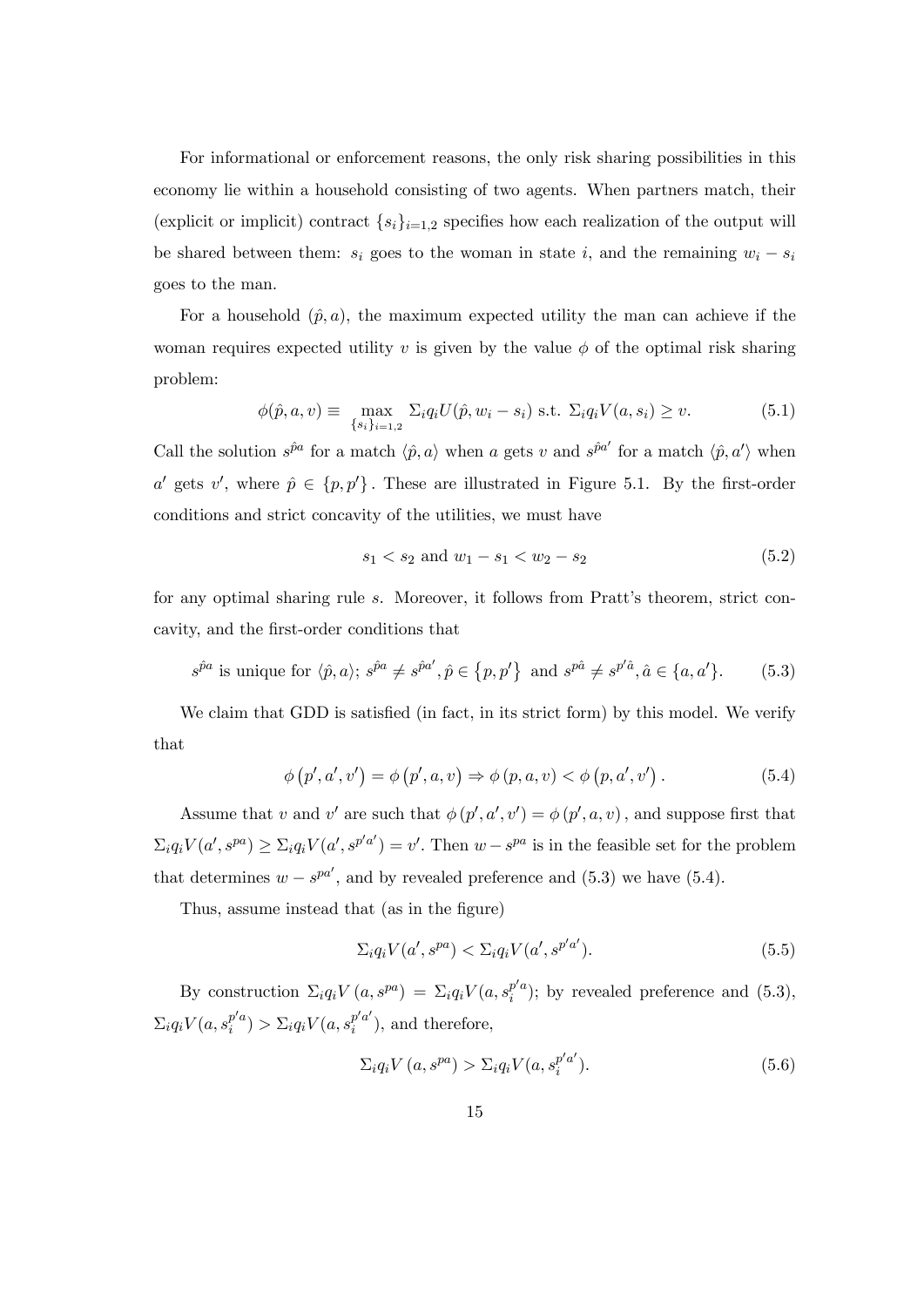For informational or enforcement reasons, the only risk sharing possibilities in this economy lie within a household consisting of two agents. When partners match, their (explicit or implicit) contract $\{s_i\}_{i=1,2}$ specifies how each realization of the output will be shared between them: $s_i$ goes to the woman in state $i$, and the remaining $w_i - s_i$ goes to the man.

For a household $(\hat{p}, a)$, the maximum expected utility the man can achieve if the woman requires expected utility $v$ is given by the value $\phi$ of the optimal risk sharing problem:

$$\phi(\hat{p}, a, v) \equiv \max_{\{s_i\}_{i=1,2}} \Sigma_i q_i U(\hat{p}, w_i - s_i) \text{ s.t. } \Sigma_i q_i V(a, s_i) \geq v. \tag{5.1}$$

Call the solution $s^{\hat{p}a}$ for a match $\langle \hat{p}, a \rangle$ when $a$ gets $v$ and $s^{\hat{p}a'}$ for a match $\langle \hat{p}, a' \rangle$ when $a'$ gets $v'$, where $\hat{p} \in \{p, p'\}$. These are illustrated in Figure 5.1. By the first-order conditions and strict concavity of the utilities, we must have

$$s_1 < s_2 \text{ and } w_1 - s_1 < w_2 - s_2 \tag{5.2}$$

for any optimal sharing rule $s$. Moreover, it follows from Pratt's theorem, strict concavity, and the first-order conditions that

$$s^{\hat{p}a} \text{ is unique for } \langle \hat{p}, a \rangle;\ s^{\hat{p}a} \neq s^{\hat{p}a'}, \hat{p} \in \{p, p'\} \text{ and } s^{p\hat{a}} \neq s^{p'\hat{a}}, \hat{a} \in \{a, a'\}. \tag{5.3}$$

We claim that GDD is satisfied (in fact, in its strict form) by this model. We verify that

$$\phi(p', a', v') = \phi(p', a, v) \Rightarrow \phi(p, a, v) < \phi(p, a', v'). \tag{5.4}$$

Assume that $v$ and $v'$ are such that $\phi(p', a', v') = \phi(p', a, v)$, and suppose first that $\Sigma_i q_i V(a', s^{pa}) \geq \Sigma_i q_i V(a', s^{p'a'}) = v'$. Then $w - s^{pa}$ is in the feasible set for the problem that determines $w - s^{pa'}$, and by revealed preference and (5.3) we have (5.4).

Thus, assume instead that (as in the figure)

$$\Sigma_i q_i V(a', s^{pa}) < \Sigma_i q_i V(a', s^{p'a'}). \tag{5.5}$$

By construction $\Sigma_i q_i V(a, s^{pa}) = \Sigma_i q_i V(a, s_i^{p'a})$; by revealed preference and (5.3), $\Sigma_i q_i V(a, s_i^{p'a}) > \Sigma_i q_i V(a, s_i^{p'a'})$, and therefore,

$$\Sigma_i q_i V(a, s^{pa}) > \Sigma_i q_i V(a, s_i^{p'a'}). \tag{5.6}$$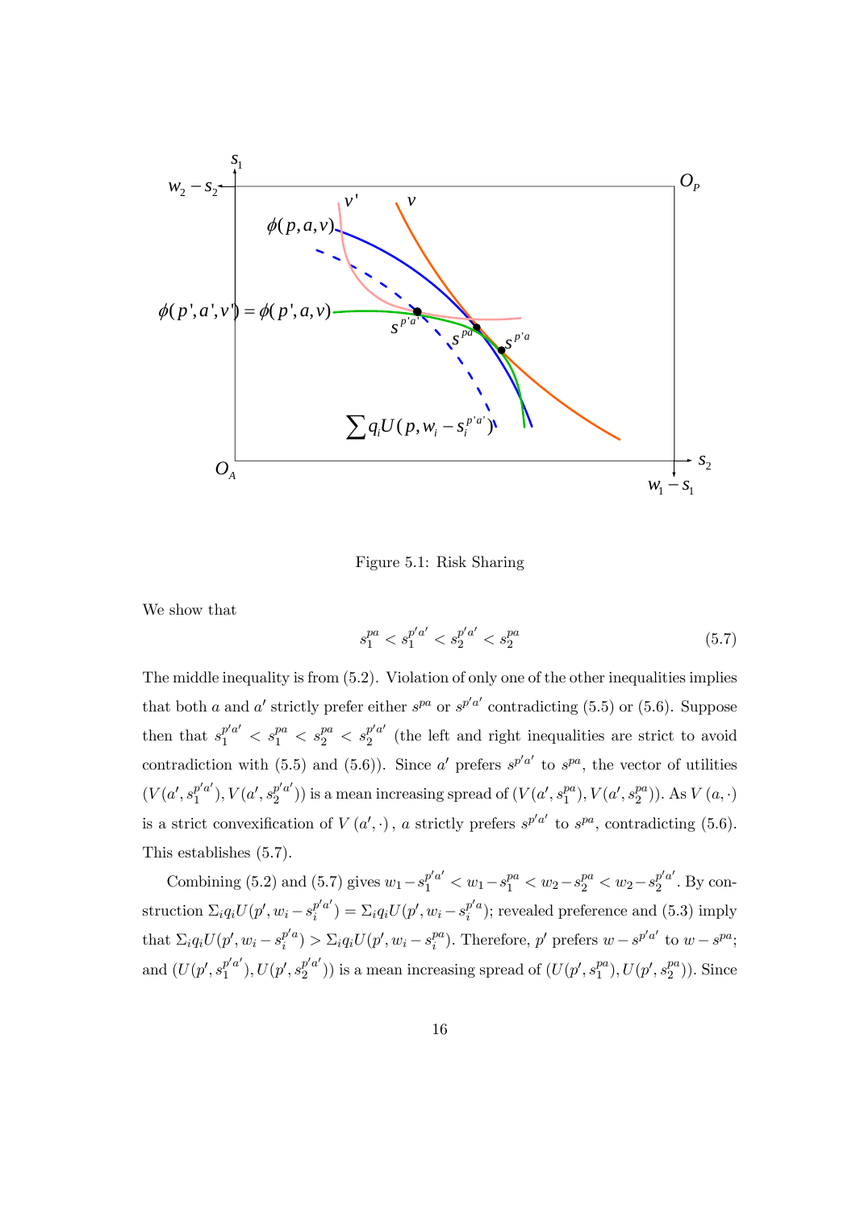Figure 5.1: Risk Sharing

We show that

$$s_1^{pa} < s_1^{p'a'} < s_2^{p'a'} < s_2^{pa} \tag{5.7}$$

The middle inequality is from (5.2). Violation of only one of the other inequalities implies that both $a$ and $a'$ strictly prefer either $s^{pa}$ or $s^{p'a'}$ contradicting (5.5) or (5.6). Suppose then that $s_1^{p'a'} < s_1^{pa} < s_2^{pa} < s_2^{p'a'}$ (the left and right inequalities are strict to avoid contradiction with (5.5) and (5.6)). Since $a'$ prefers $s^{p'a'}$ to $s^{pa}$, the vector of utilities $(V(a', s_1^{p'a'}), V(a', s_2^{p'a'}))$ is a mean increasing spread of $(V(a', s_1^{pa}), V(a', s_2^{pa}))$. As $V(a, \cdot)$ is a strict convexification of $V(a', \cdot)$, $a$ strictly prefers $s^{p'a'}$ to $s^{pa}$, contradicting (5.6). This establishes (5.7).

Combining (5.2) and (5.7) gives $w_1 - s_1^{p'a'} < w_1 - s_1^{pa} < w_2 - s_2^{pa} < w_2 - s_2^{p'a'}$. By construction $\Sigma_i q_i U(p', w_i - s_i^{p'a'}) = \Sigma_i q_i U(p', w_i - s_i^{p'a})$; revealed preference and (5.3) imply that $\Sigma_i q_i U(p', w_i - s_i^{p'a}) > \Sigma_i q_i U(p', w_i - s_i^{pa})$. Therefore, $p'$ prefers $w - s^{p'a'}$ to $w - s^{pa}$; and $(U(p', s_1^{p'a'}), U(p', s_2^{p'a'}))$ is a mean increasing spread of $(U(p', s_1^{pa}), U(p', s_2^{pa}))$. Since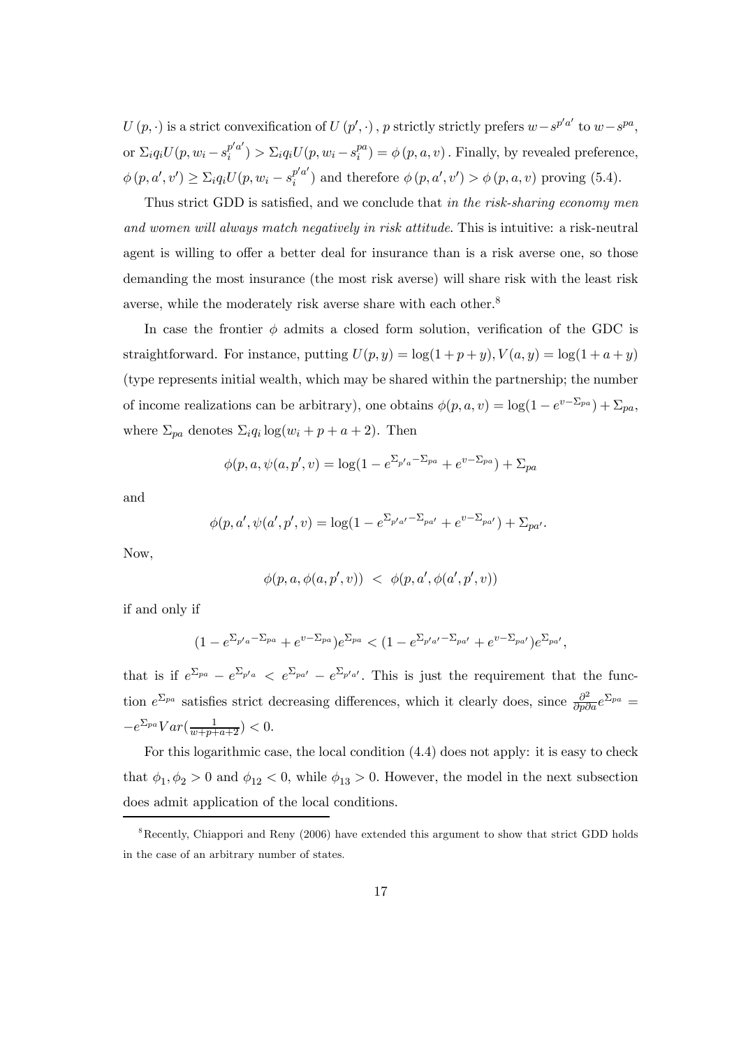$U(p, \cdot)$ is a strict convexification of $U(p', \cdot)$, $p$ strictly strictly prefers $w - s^{p'a'}$ to $w - s^{pa}$, or $\Sigma_i q_i U(p, w_i - s_i^{p'a'}) > \Sigma_i q_i U(p, w_i - s_i^{pa}) = \phi(p, a, v)$. Finally, by revealed preference, $\phi(p, a', v') \geq \Sigma_i q_i U(p, w_i - s_i^{p'a'})$ and therefore $\phi(p, a', v') > \phi(p, a, v)$ proving (5.4).

Thus strict GDD is satisfied, and we conclude that *in the risk-sharing economy men and women will always match negatively in risk attitude*. This is intuitive: a risk-neutral agent is willing to offer a better deal for insurance than is a risk averse one, so those demanding the most insurance (the most risk averse) will share risk with the least risk averse, while the moderately risk averse share with each other.[8]

In case the frontier $\phi$ admits a closed form solution, verification of the GDC is straightforward. For instance, putting $U(p, y) = \log(1 + p + y), V(a, y) = \log(1 + a + y)$ (type represents initial wealth, which may be shared within the partnership; the number of income realizations can be arbitrary), one obtains $\phi(p, a, v) = \log(1 - e^{v - \Sigma_{pa}}) + \Sigma_{pa}$, where $\Sigma_{pa}$ denotes $\Sigma_i q_i \log(w_i + p + a + 2)$. Then

$$\phi(p, a, \psi(a, p', v) = \log(1 - e^{\Sigma_{p'a} - \Sigma_{pa}} + e^{v - \Sigma_{pa}}) + \Sigma_{pa}$$

and

$$\phi(p, a', \psi(a', p', v) = \log(1 - e^{\Sigma_{p'a'} - \Sigma_{pa'}} + e^{v - \Sigma_{pa'}}) + \Sigma_{pa'}.$$

Now,

$$\phi(p, a, \phi(a, p', v)) \ < \ \phi(p, a', \phi(a', p', v))$$

if and only if

$$(1 - e^{\Sigma_{p'a} - \Sigma_{pa}} + e^{v - \Sigma_{pa}})e^{\Sigma_{pa}} < (1 - e^{\Sigma_{p'a'} - \Sigma_{pa'}} + e^{v - \Sigma_{pa'}})e^{\Sigma_{pa'}},$$

that is if $e^{\Sigma_{pa}} - e^{\Sigma_{p'a}} < e^{\Sigma_{pa'}} - e^{\Sigma_{p'a'}}$. This is just the requirement that the function $e^{\Sigma_{pa}}$ satisfies strict decreasing differences, which it clearly does, since $\frac{\partial^2}{\partial p \partial a} e^{\Sigma_{pa}} = -e^{\Sigma_{pa}} Var(\frac{1}{w+p+a+2}) < 0$.

For this logarithmic case, the local condition (4.4) does not apply: it is easy to check that $\phi_1, \phi_2 > 0$ and $\phi_{12} < 0$, while $\phi_{13} > 0$. However, the model in the next subsection does admit application of the local conditions.

---

[8] Recently, Chiappori and Reny (2006) have extended this argument to show that strict GDD holds in the case of an arbitrary number of states.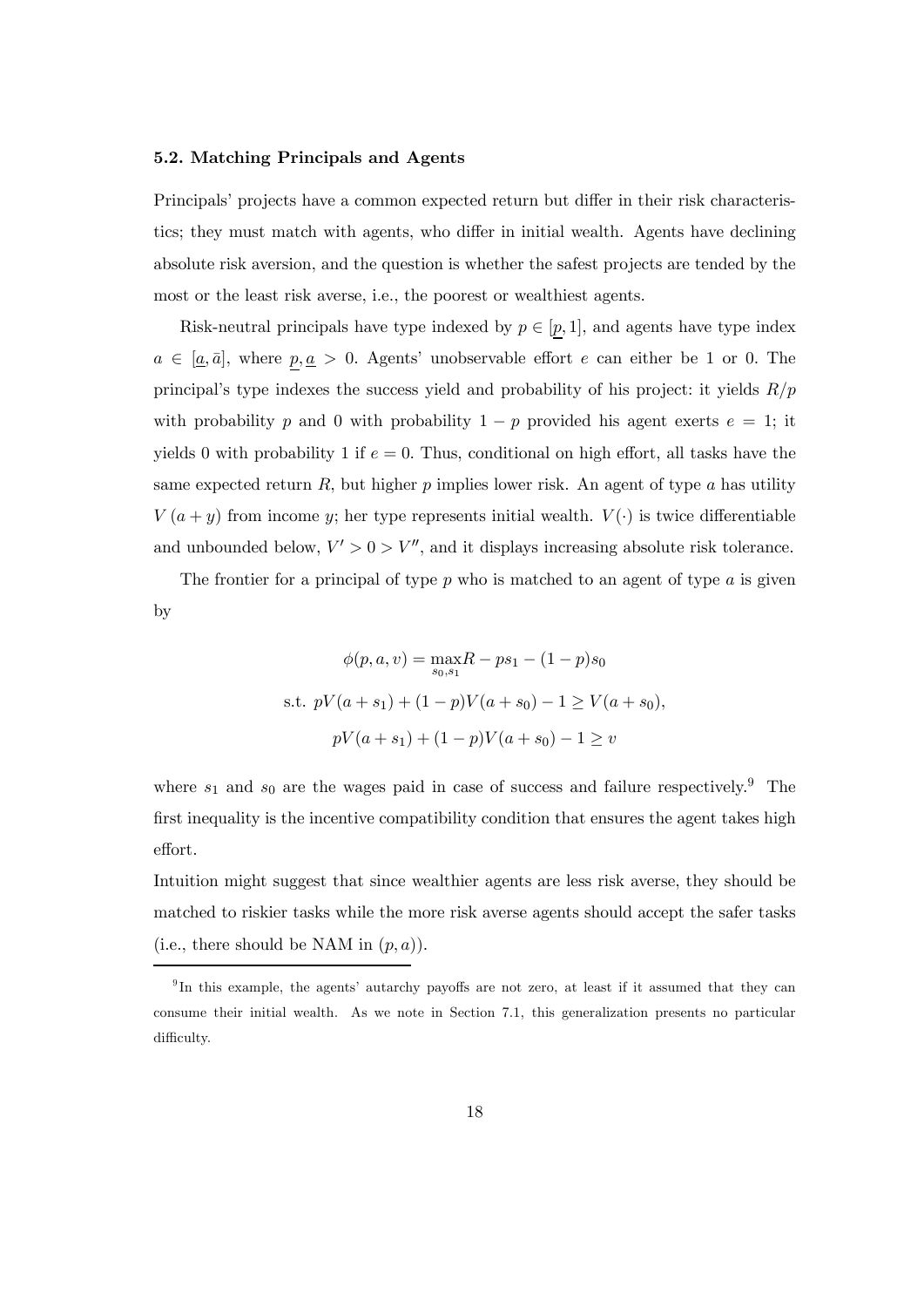### 5.2. Matching Principals and Agents

Principals' projects have a common expected return but differ in their risk characteristics; they must match with agents, who differ in initial wealth. Agents have declining absolute risk aversion, and the question is whether the safest projects are tended by the most or the least risk averse, i.e., the poorest or wealthiest agents.

Risk-neutral principals have type indexed by $p \in [\underline{p}, 1]$, and agents have type index $a \in [\underline{a}, \bar{a}]$, where $\underline{p}, \underline{a} > 0$. Agents' unobservable effort $e$ can either be 1 or 0. The principal's type indexes the success yield and probability of his project: it yields $R/p$ with probability $p$ and 0 with probability $1 - p$ provided his agent exerts $e = 1$; it yields 0 with probability 1 if $e = 0$. Thus, conditional on high effort, all tasks have the same expected return $R$, but higher $p$ implies lower risk. An agent of type $a$ has utility $V(a + y)$ from income $y$; her type represents initial wealth. $V(\cdot)$ is twice differentiable and unbounded below, $V' > 0 > V''$, and it displays increasing absolute risk tolerance.

The frontier for a principal of type $p$ who is matched to an agent of type $a$ is given by

$$\phi(p, a, v) = \max_{s_0, s_1} R - ps_1 - (1-p)s_0$$

$$\text{s.t. } pV(a + s_1) + (1-p)V(a + s_0) - 1 \geq V(a + s_0),$$

$$pV(a + s_1) + (1-p)V(a + s_0) - 1 \geq v$$

where $s_1$ and $s_0$ are the wages paid in case of success and failure respectively.[9] The first inequality is the incentive compatibility condition that ensures the agent takes high effort.

Intuition might suggest that since wealthier agents are less risk averse, they should be matched to riskier tasks while the more risk averse agents should accept the safer tasks (i.e., there should be NAM in $(p, a)$).

[9] In this example, the agents' autarchy payoffs are not zero, at least if it assumed that they can consume their initial wealth. As we note in Section 7.1, this generalization presents no particular difficulty.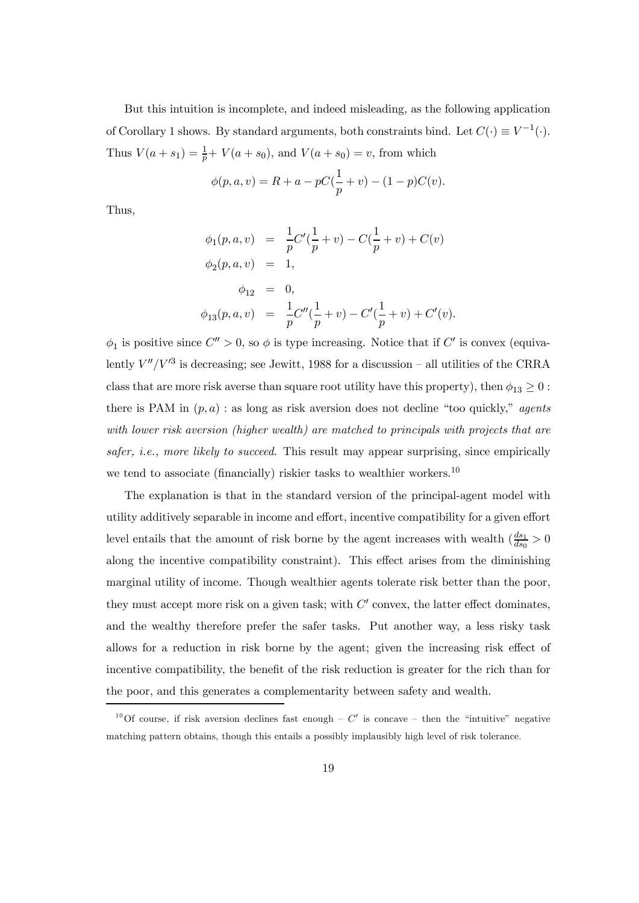But this intuition is incomplete, and indeed misleading, as the following application of Corollary 1 shows. By standard arguments, both constraints bind. Let $C(\cdot) \equiv V^{-1}(\cdot)$. Thus $V(a+s_1) = \frac{1}{p} + V(a+s_0)$, and $V(a+s_0) = v$, from which

$$\phi(p,a,v) = R + a - pC(\frac{1}{p} + v) - (1-p)C(v).$$

Thus,

$$\begin{aligned}
\phi_1(p,a,v) &= \frac{1}{p}C'(\frac{1}{p}+v) - C(\frac{1}{p}+v) + C(v) \\
\phi_2(p,a,v) &= 1, \\
\phi_{12} &= 0, \\
\phi_{13}(p,a,v) &= \frac{1}{p}C''(\frac{1}{p}+v) - C'(\frac{1}{p}+v) + C'(v).
\end{aligned}$$

$\phi_1$ is positive since $C'' > 0$, so $\phi$ is type increasing. Notice that if $C'$ is convex (equivalently $V''/V'^3$ is decreasing; see Jewitt, 1988 for a discussion – all utilities of the CRRA class that are more risk averse than square root utility have this property), then $\phi_{13} \geq 0$ : there is PAM in $(p,a)$ : as long as risk aversion does not decline "too quickly," *agents with lower risk aversion (higher wealth) are matched to principals with projects that are safer, i.e., more likely to succeed*. This result may appear surprising, since empirically we tend to associate (financially) riskier tasks to wealthier workers.[10]

The explanation is that in the standard version of the principal-agent model with utility additively separable in income and effort, incentive compatibility for a given effort level entails that the amount of risk borne by the agent increases with wealth ($\frac{ds_1}{ds_0} > 0$ along the incentive compatibility constraint). This effect arises from the diminishing marginal utility of income. Though wealthier agents tolerate risk better than the poor, they must accept more risk on a given task; with $C'$ convex, the latter effect dominates, and the wealthy therefore prefer the safer tasks. Put another way, a less risky task allows for a reduction in risk borne by the agent; given the increasing risk effect of incentive compatibility, the benefit of the risk reduction is greater for the rich than for the poor, and this generates a complementarity between safety and wealth.

[10] Of course, if risk aversion declines fast enough – $C'$ is concave – then the "intuitive" negative matching pattern obtains, though this entails a possibly implausibly high level of risk tolerance.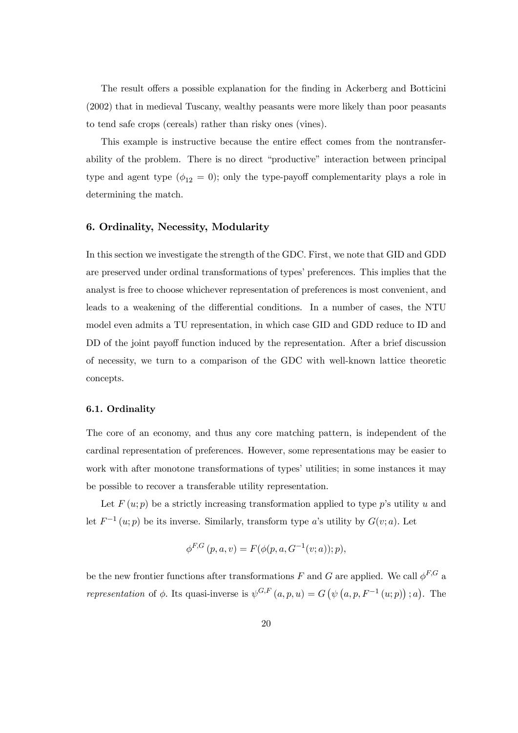The result offers a possible explanation for the finding in Ackerberg and Botticini (2002) that in medieval Tuscany, wealthy peasants were more likely than poor peasants to tend safe crops (cereals) rather than risky ones (vines).

This example is instructive because the entire effect comes from the nontransferability of the problem. There is no direct "productive" interaction between principal type and agent type ($\phi_{12} = 0$); only the type-payoff complementarity plays a role in determining the match.

## 6. Ordinality, Necessity, Modularity

In this section we investigate the strength of the GDC. First, we note that GID and GDD are preserved under ordinal transformations of types' preferences. This implies that the analyst is free to choose whichever representation of preferences is most convenient, and leads to a weakening of the differential conditions. In a number of cases, the NTU model even admits a TU representation, in which case GID and GDD reduce to ID and DD of the joint payoff function induced by the representation. After a brief discussion of necessity, we turn to a comparison of the GDC with well-known lattice theoretic concepts.

### 6.1. Ordinality

The core of an economy, and thus any core matching pattern, is independent of the cardinal representation of preferences. However, some representations may be easier to work with after monotone transformations of types' utilities; in some instances it may be possible to recover a transferable utility representation.

Let $F(u;p)$ be a strictly increasing transformation applied to type $p$'s utility $u$ and let $F^{-1}(u;p)$ be its inverse. Similarly, transform type $a$'s utility by $G(v;a)$. Let

$$\phi^{F,G}(p,a,v) = F(\phi(p,a,G^{-1}(v;a));p),$$

be the new frontier functions after transformations $F$ and $G$ are applied. We call $\phi^{F,G}$ a *representation* of $\phi$. Its quasi-inverse is $\psi^{G,F}(a,p,u) = G\left(\psi\left(a,p,F^{-1}(u;p)\right);a\right)$. The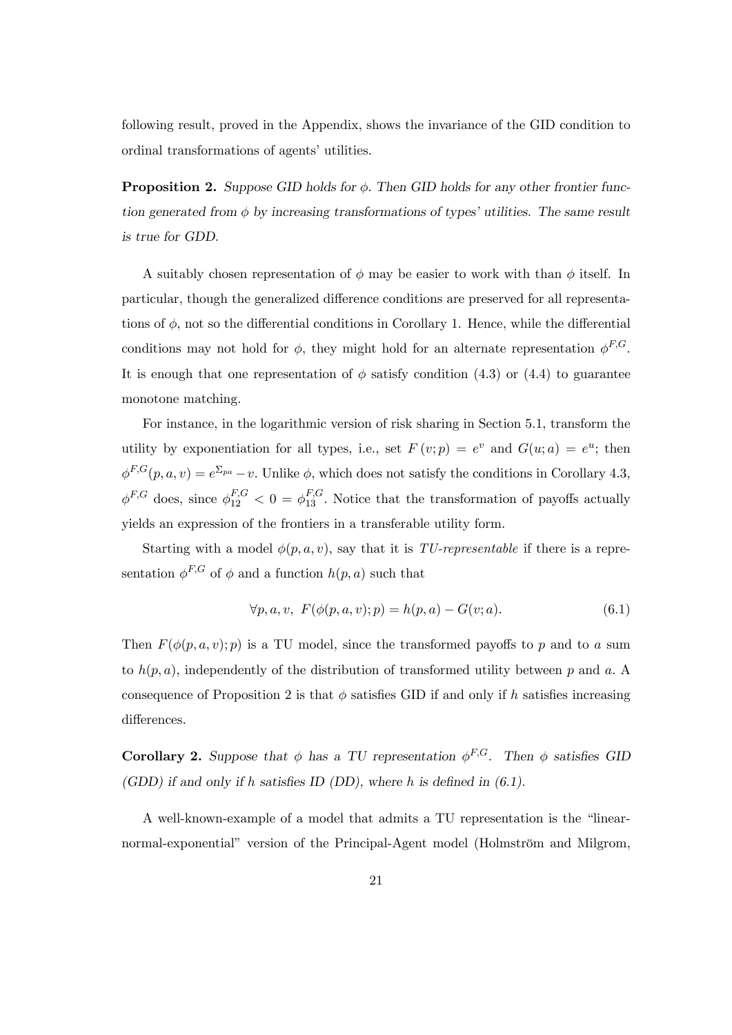following result, proved in the Appendix, shows the invariance of the GID condition to ordinal transformations of agents' utilities.

**Proposition 2.** *Suppose GID holds for $\phi$. Then GID holds for any other frontier function generated from $\phi$ by increasing transformations of types' utilities. The same result is true for GDD.*

A suitably chosen representation of $\phi$ may be easier to work with than $\phi$ itself. In particular, though the generalized difference conditions are preserved for all representations of $\phi$, not so the differential conditions in Corollary 1. Hence, while the differential conditions may not hold for $\phi$, they might hold for an alternate representation $\phi^{F,G}$. It is enough that one representation of $\phi$ satisfy condition (4.3) or (4.4) to guarantee monotone matching.

For instance, in the logarithmic version of risk sharing in Section 5.1, transform the utility by exponentiation for all types, i.e., set $F(v;p) = e^v$ and $G(u;a) = e^u$; then $\phi^{F,G}(p,a,v) = e^{\Sigma_{pa}} - v$. Unlike $\phi$, which does not satisfy the conditions in Corollary 4.3, $\phi^{F,G}$ does, since $\phi^{F,G}_{12} < 0 = \phi^{F,G}_{13}$. Notice that the transformation of payoffs actually yields an expression of the frontiers in a transferable utility form.

Starting with a model $\phi(p,a,v)$, say that it is *TU-representable* if there is a representation $\phi^{F,G}$ of $\phi$ and a function $h(p,a)$ such that

$$\forall p, a, v, \; F(\phi(p,a,v);p) = h(p,a) - G(v;a). \tag{6.1}$$

Then $F(\phi(p,a,v);p)$ is a TU model, since the transformed payoffs to $p$ and to $a$ sum to $h(p,a)$, independently of the distribution of transformed utility between $p$ and $a$. A consequence of Proposition 2 is that $\phi$ satisfies GID if and only if $h$ satisfies increasing differences.

**Corollary 2.** *Suppose that $\phi$ has a TU representation $\phi^{F,G}$. Then $\phi$ satisfies GID (GDD) if and only if $h$ satisfies ID (DD), where $h$ is defined in (6.1).*

A well-known-example of a model that admits a TU representation is the "linear-normal-exponential" version of the Principal-Agent model (Holmström and Milgrom,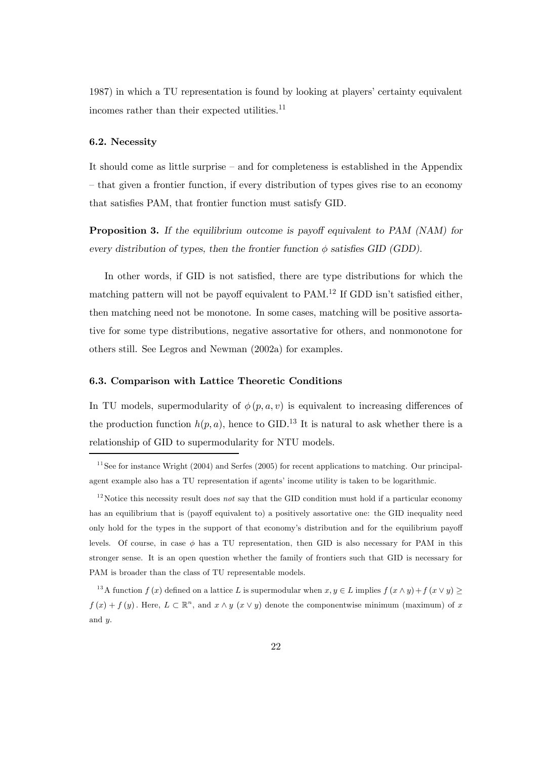1987) in which a TU representation is found by looking at players' certainty equivalent incomes rather than their expected utilities.[11]

### 6.2. Necessity

It should come as little surprise – and for completeness is established in the Appendix – that given a frontier function, if every distribution of types gives rise to an economy that satisfies PAM, that frontier function must satisfy GID.

**Proposition 3.** *If the equilibrium outcome is payoff equivalent to PAM (NAM) for every distribution of types, then the frontier function $\phi$ satisfies GID (GDD).*

In other words, if GID is not satisfied, there are type distributions for which the matching pattern will not be payoff equivalent to PAM.[12] If GDD isn't satisfied either, then matching need not be monotone. In some cases, matching will be positive assortative for some type distributions, negative assortative for others, and nonmonotone for others still. See Legros and Newman (2002a) for examples.

### 6.3. Comparison with Lattice Theoretic Conditions

In TU models, supermodularity of $\phi(p, a, v)$ is equivalent to increasing differences of the production function $h(p, a)$, hence to GID.[13] It is natural to ask whether there is a relationship of GID to supermodularity for NTU models.

---

[11] See for instance Wright (2004) and Serfes (2005) for recent applications to matching. Our principal-agent example also has a TU representation if agents' income utility is taken to be logarithmic.

[12] Notice this necessity result does *not* say that the GID condition must hold if a particular economy has an equilibrium that is (payoff equivalent to) a positively assortative one: the GID inequality need only hold for the types in the support of that economy's distribution and for the equilibrium payoff levels. Of course, in case $\phi$ has a TU representation, then GID is also necessary for PAM in this stronger sense. It is an open question whether the family of frontiers such that GID is necessary for PAM is broader than the class of TU representable models.

[13] A function $f(x)$ defined on a lattice $L$ is supermodular when $x, y \in L$ implies $f(x \wedge y) + f(x \vee y) \geq f(x) + f(y)$. Here, $L \subset \mathbb{R}^n$, and $x \wedge y$ ($x \vee y$) denote the componentwise minimum (maximum) of $x$ and $y$.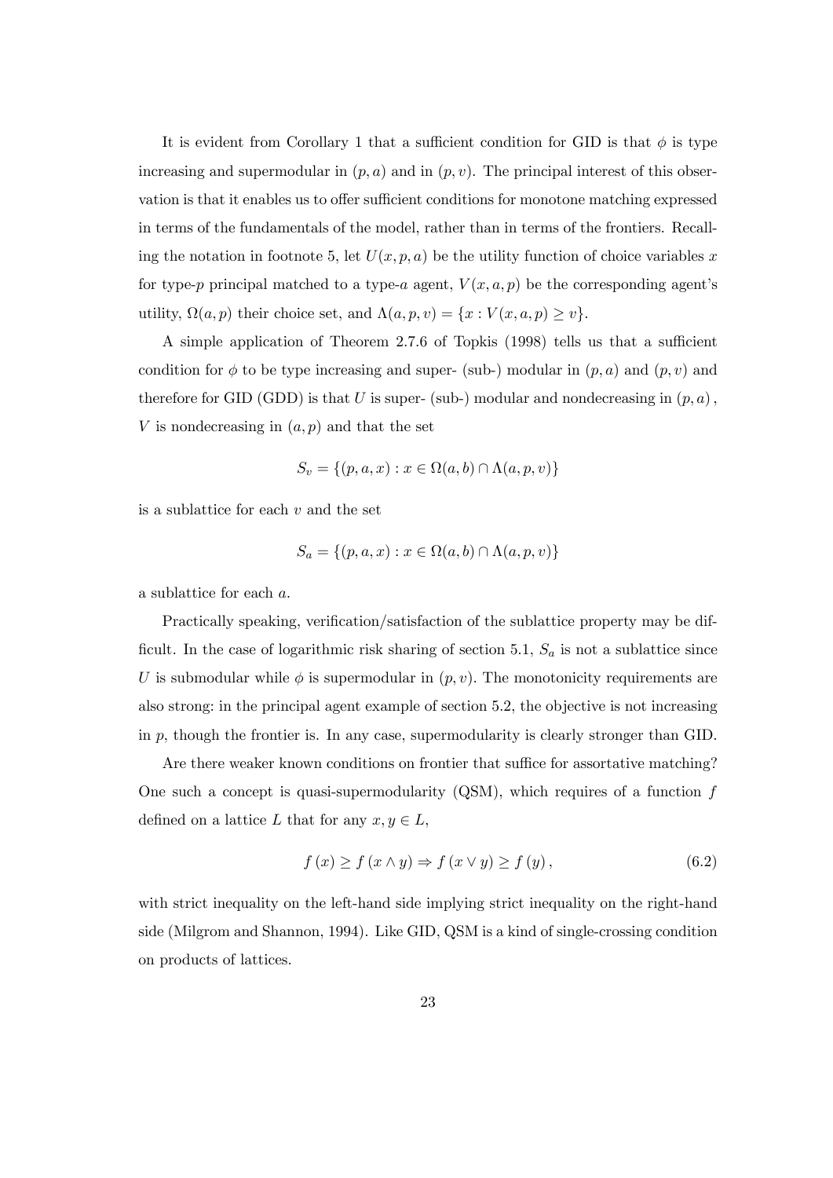It is evident from Corollary 1 that a sufficient condition for GID is that $\phi$ is type increasing and supermodular in $(p, a)$ and in $(p, v)$. The principal interest of this observation is that it enables us to offer sufficient conditions for monotone matching expressed in terms of the fundamentals of the model, rather than in terms of the frontiers. Recalling the notation in footnote 5, let $U(x, p, a)$ be the utility function of choice variables $x$ for type-$p$ principal matched to a type-$a$ agent, $V(x, a, p)$ be the corresponding agent's utility, $\Omega(a, p)$ their choice set, and $\Lambda(a, p, v) = \{x : V(x, a, p) \geq v\}$.

A simple application of Theorem 2.7.6 of Topkis (1998) tells us that a sufficient condition for $\phi$ to be type increasing and super- (sub-) modular in $(p, a)$ and $(p, v)$ and therefore for GID (GDD) is that $U$ is super- (sub-) modular and nondecreasing in $(p, a)$, $V$ is nondecreasing in $(a, p)$ and that the set

$$S_v = \{(p, a, x) : x \in \Omega(a, b) \cap \Lambda(a, p, v)\}$$

is a sublattice for each $v$ and the set

$$S_a = \{(p, a, x) : x \in \Omega(a, b) \cap \Lambda(a, p, v)\}$$

a sublattice for each $a$.

Practically speaking, verification/satisfaction of the sublattice property may be difficult. In the case of logarithmic risk sharing of section 5.1, $S_a$ is not a sublattice since $U$ is submodular while $\phi$ is supermodular in $(p, v)$. The monotonicity requirements are also strong: in the principal agent example of section 5.2, the objective is not increasing in $p$, though the frontier is. In any case, supermodularity is clearly stronger than GID.

Are there weaker known conditions on frontier that suffice for assortative matching? One such a concept is quasi-supermodularity (QSM), which requires of a function $f$ defined on a lattice $L$ that for any $x, y \in L$,

$$f(x) \geq f(x \wedge y) \Rightarrow f(x \vee y) \geq f(y), \tag{6.2}$$

with strict inequality on the left-hand side implying strict inequality on the right-hand side (Milgrom and Shannon, 1994). Like GID, QSM is a kind of single-crossing condition on products of lattices.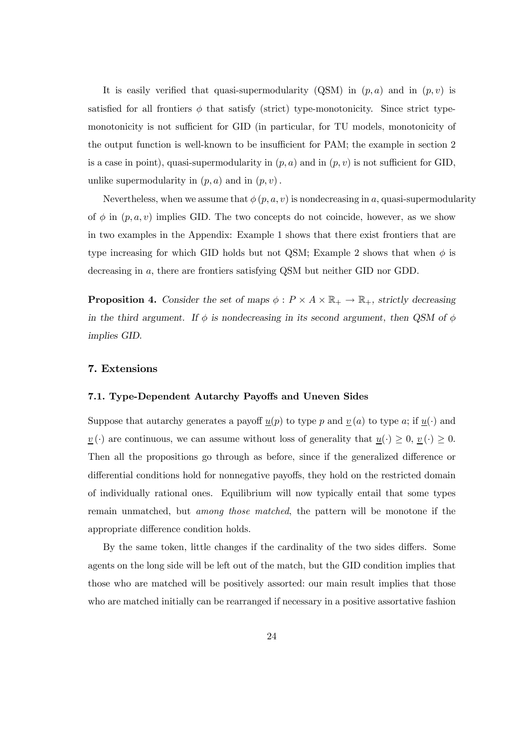It is easily verified that quasi-supermodularity (QSM) in $(p, a)$ and in $(p, v)$ is satisfied for all frontiers $\phi$ that satisfy (strict) type-monotonicity. Since strict type-monotonicity is not sufficient for GID (in particular, for TU models, monotonicity of the output function is well-known to be insufficient for PAM; the example in section 2 is a case in point), quasi-supermodularity in $(p, a)$ and in $(p, v)$ is not sufficient for GID, unlike supermodularity in $(p, a)$ and in $(p, v)$.

Nevertheless, when we assume that $\phi(p, a, v)$ is nondecreasing in $a$, quasi-supermodularity of $\phi$ in $(p, a, v)$ implies GID. The two concepts do not coincide, however, as we show in two examples in the Appendix: Example 1 shows that there exist frontiers that are type increasing for which GID holds but not QSM; Example 2 shows that when $\phi$ is decreasing in $a$, there are frontiers satisfying QSM but neither GID nor GDD.

**Proposition 4.** *Consider the set of maps $\phi : P \times A \times \mathbb{R}_+ \to \mathbb{R}_+$, strictly decreasing in the third argument. If $\phi$ is nondecreasing in its second argument, then QSM of $\phi$ implies GID.*

### 7. Extensions

#### 7.1. Type-Dependent Autarchy Payoffs and Uneven Sides

Suppose that autarchy generates a payoff $\underline{u}(p)$ to type $p$ and $\underline{v}(a)$ to type $a$; if $\underline{u}(\cdot)$ and $\underline{v}(\cdot)$ are continuous, we can assume without loss of generality that $\underline{u}(\cdot) \geq 0$, $\underline{v}(\cdot) \geq 0$. Then all the propositions go through as before, since if the generalized difference or differential conditions hold for nonnegative payoffs, they hold on the restricted domain of individually rational ones. Equilibrium will now typically entail that some types remain unmatched, but *among those matched*, the pattern will be monotone if the appropriate difference condition holds.

By the same token, little changes if the cardinality of the two sides differs. Some agents on the long side will be left out of the match, but the GID condition implies that those who are matched will be positively assorted: our main result implies that those who are matched initially can be rearranged if necessary in a positive assortative fashion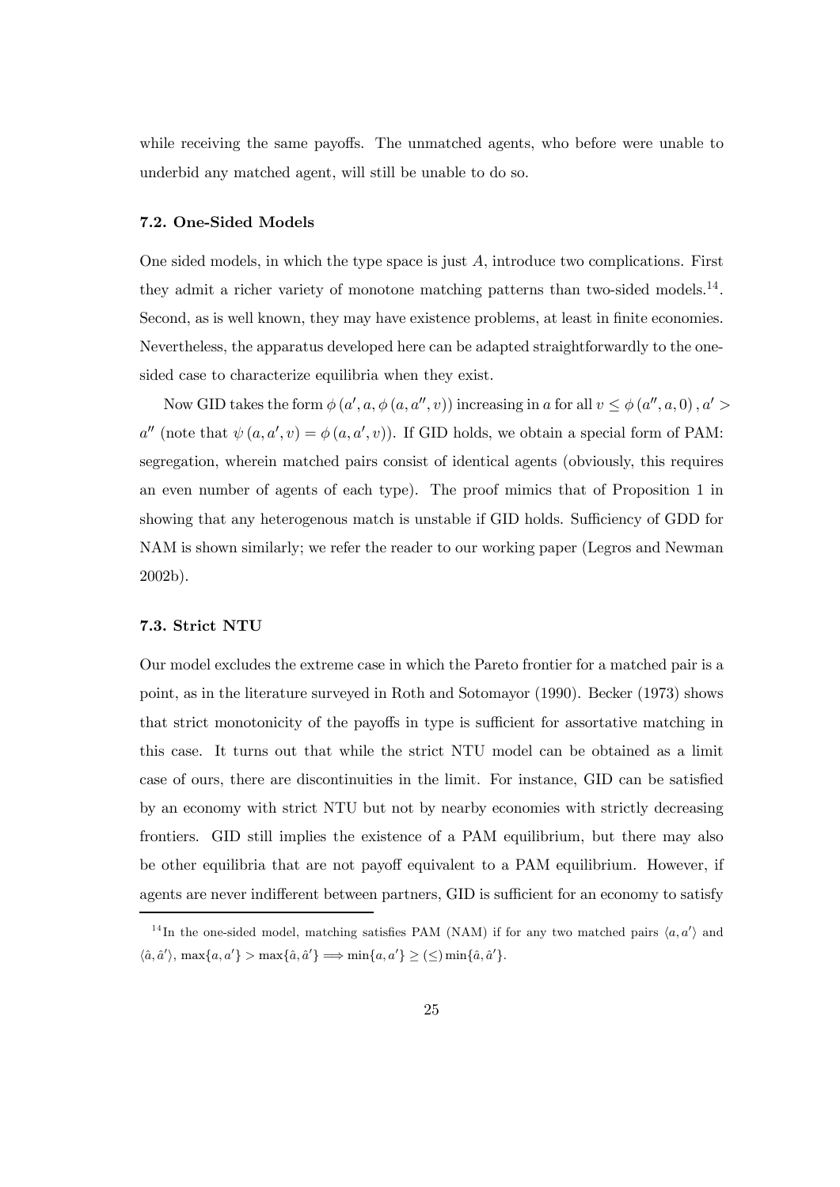while receiving the same payoffs. The unmatched agents, who before were unable to underbid any matched agent, will still be unable to do so.

### 7.2. One-Sided Models

One sided models, in which the type space is just $A$, introduce two complications. First they admit a richer variety of monotone matching patterns than two-sided models.[14]. Second, as is well known, they may have existence problems, at least in finite economies. Nevertheless, the apparatus developed here can be adapted straightforwardly to the one-sided case to characterize equilibria when they exist.

Now GID takes the form $\phi(a', a, \phi(a, a'', v))$ increasing in $a$ for all $v \leq \phi(a'', a, 0), a' > a''$ (note that $\psi(a, a', v) = \phi(a, a', v)$). If GID holds, we obtain a special form of PAM: segregation, wherein matched pairs consist of identical agents (obviously, this requires an even number of agents of each type). The proof mimics that of Proposition 1 in showing that any heterogenous match is unstable if GID holds. Sufficiency of GDD for NAM is shown similarly; we refer the reader to our working paper (Legros and Newman 2002b).

### 7.3. Strict NTU

Our model excludes the extreme case in which the Pareto frontier for a matched pair is a point, as in the literature surveyed in Roth and Sotomayor (1990). Becker (1973) shows that strict monotonicity of the payoffs in type is sufficient for assortative matching in this case. It turns out that while the strict NTU model can be obtained as a limit case of ours, there are discontinuities in the limit. For instance, GID can be satisfied by an economy with strict NTU but not by nearby economies with strictly decreasing frontiers. GID still implies the existence of a PAM equilibrium, but there may also be other equilibria that are not payoff equivalent to a PAM equilibrium. However, if agents are never indifferent between partners, GID is sufficient for an economy to satisfy

[14] In the one-sided model, matching satisfies PAM (NAM) if for any two matched pairs $\langle a, a' \rangle$ and $\langle \hat{a}, \hat{a}' \rangle$, $\max\{a, a'\} > \max\{\hat{a}, \hat{a}'\} \Longrightarrow \min\{a, a'\} \geq (\leq) \min\{\hat{a}, \hat{a}'\}$.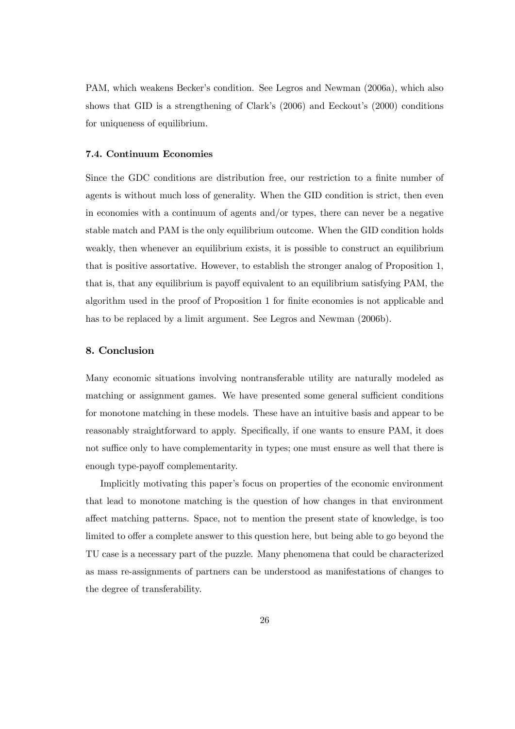PAM, which weakens Becker's condition. See Legros and Newman (2006a), which also shows that GID is a strengthening of Clark's (2006) and Eeckout's (2000) conditions for uniqueness of equilibrium.

### 7.4. Continuum Economies

Since the GDC conditions are distribution free, our restriction to a finite number of agents is without much loss of generality. When the GID condition is strict, then even in economies with a continuum of agents and/or types, there can never be a negative stable match and PAM is the only equilibrium outcome. When the GID condition holds weakly, then whenever an equilibrium exists, it is possible to construct an equilibrium that is positive assortative. However, to establish the stronger analog of Proposition 1, that is, that any equilibrium is payoff equivalent to an equilibrium satisfying PAM, the algorithm used in the proof of Proposition 1 for finite economies is not applicable and has to be replaced by a limit argument. See Legros and Newman (2006b).

## 8. Conclusion

Many economic situations involving nontransferable utility are naturally modeled as matching or assignment games. We have presented some general sufficient conditions for monotone matching in these models. These have an intuitive basis and appear to be reasonably straightforward to apply. Specifically, if one wants to ensure PAM, it does not suffice only to have complementarity in types; one must ensure as well that there is enough type-payoff complementarity.

Implicitly motivating this paper's focus on properties of the economic environment that lead to monotone matching is the question of how changes in that environment affect matching patterns. Space, not to mention the present state of knowledge, is too limited to offer a complete answer to this question here, but being able to go beyond the TU case is a necessary part of the puzzle. Many phenomena that could be characterized as mass re-assignments of partners can be understood as manifestations of changes to the degree of transferability.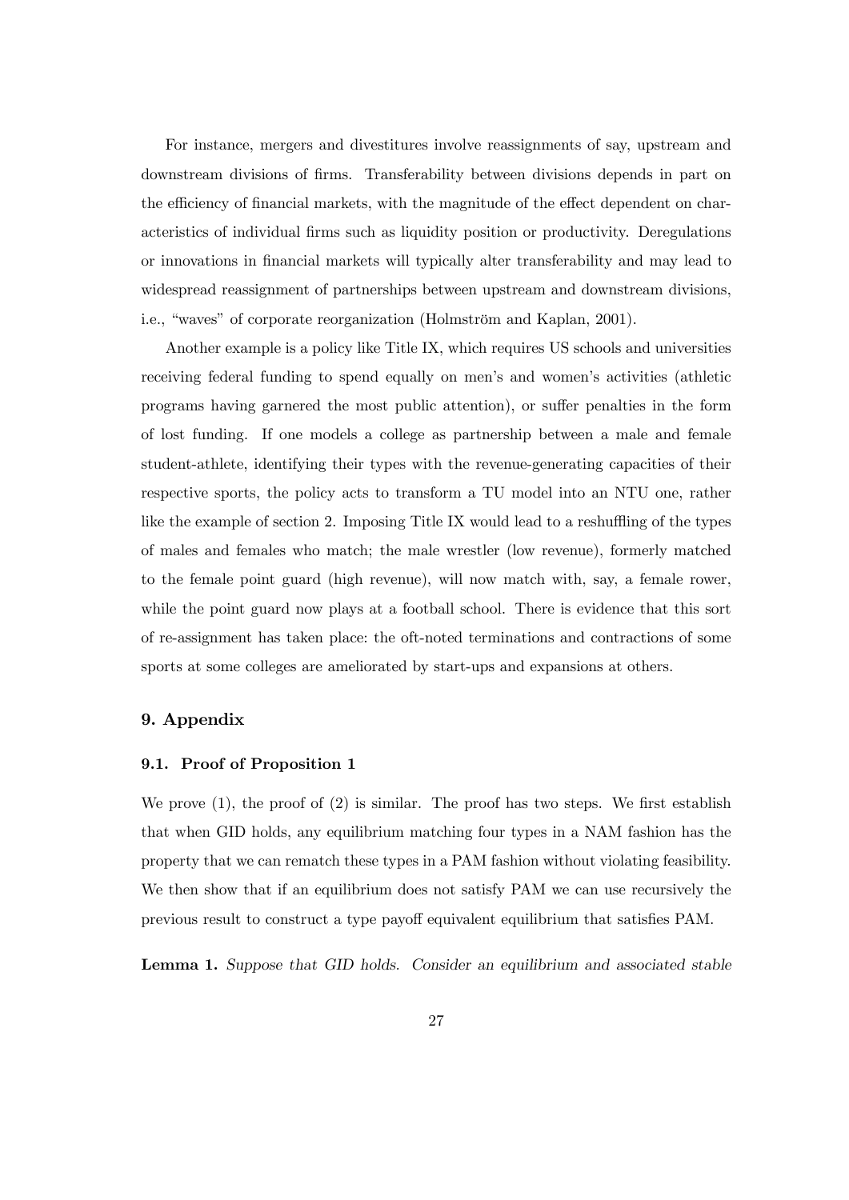For instance, mergers and divestitures involve reassignments of say, upstream and downstream divisions of firms. Transferability between divisions depends in part on the efficiency of financial markets, with the magnitude of the effect dependent on characteristics of individual firms such as liquidity position or productivity. Deregulations or innovations in financial markets will typically alter transferability and may lead to widespread reassignment of partnerships between upstream and downstream divisions, i.e., "waves" of corporate reorganization (Holmström and Kaplan, 2001).

Another example is a policy like Title IX, which requires US schools and universities receiving federal funding to spend equally on men's and women's activities (athletic programs having garnered the most public attention), or suffer penalties in the form of lost funding. If one models a college as partnership between a male and female student-athlete, identifying their types with the revenue-generating capacities of their respective sports, the policy acts to transform a TU model into an NTU one, rather like the example of section 2. Imposing Title IX would lead to a reshuffling of the types of males and females who match; the male wrestler (low revenue), formerly matched to the female point guard (high revenue), will now match with, say, a female rower, while the point guard now plays at a football school. There is evidence that this sort of re-assignment has taken place: the oft-noted terminations and contractions of some sports at some colleges are ameliorated by start-ups and expansions at others.

## 9. Appendix

### 9.1. Proof of Proposition 1

We prove (1), the proof of (2) is similar. The proof has two steps. We first establish that when GID holds, any equilibrium matching four types in a NAM fashion has the property that we can rematch these types in a PAM fashion without violating feasibility. We then show that if an equilibrium does not satisfy PAM we can use recursively the previous result to construct a type payoff equivalent equilibrium that satisfies PAM.

**Lemma 1.** *Suppose that GID holds. Consider an equilibrium and associated stable*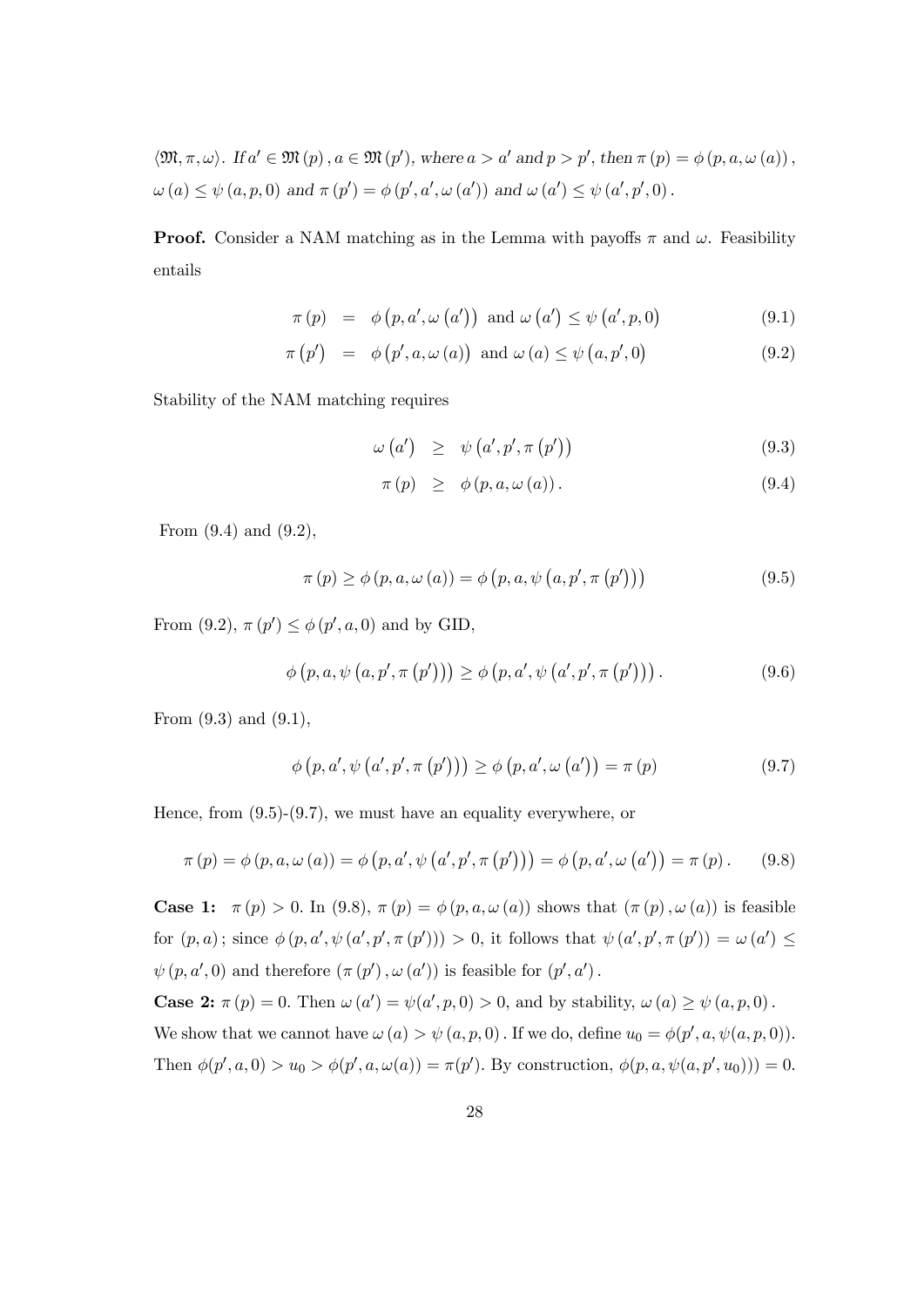$\langle \mathfrak{M}, \pi, \omega \rangle$. *If* $a' \in \mathfrak{M}(p), a \in \mathfrak{M}(p')$, *where* $a > a'$ *and* $p > p'$, *then* $\pi(p) = \phi(p, a, \omega(a))$, $\omega(a) \leq \psi(a, p, 0)$ *and* $\pi(p') = \phi(p', a', \omega(a'))$ *and* $\omega(a') \leq \psi(a', p', 0)$.

**Proof.** Consider a NAM matching as in the Lemma with payoffs $\pi$ and $\omega$. Feasibility entails

$$\pi(p) = \phi(p, a', \omega(a')) \text{ and } \omega(a') \leq \psi(a', p, 0) \tag{9.1}$$

$$\pi(p') = \phi(p', a, \omega(a)) \text{ and } \omega(a) \leq \psi(a, p', 0) \tag{9.2}$$

Stability of the NAM matching requires

$$\omega(a') \geq \psi(a', p', \pi(p')) \tag{9.3}$$

$$\pi(p) \geq \phi(p, a, \omega(a)). \tag{9.4}$$

From (9.4) and (9.2),

$$\pi(p) \geq \phi(p, a, \omega(a)) = \phi(p, a, \psi(a, p', \pi(p'))) \tag{9.5}$$

From (9.2), $\pi(p') \leq \phi(p', a, 0)$ and by GID,

$$\phi(p, a, \psi(a, p', \pi(p'))) \geq \phi(p, a', \psi(a', p', \pi(p'))). \tag{9.6}$$

From (9.3) and (9.1),

$$\phi(p, a', \psi(a', p', \pi(p'))) \geq \phi(p, a', \omega(a')) = \pi(p) \tag{9.7}$$

Hence, from (9.5)-(9.7), we must have an equality everywhere, or

$$\pi(p) = \phi(p, a, \omega(a)) = \phi(p, a', \psi(a', p', \pi(p'))) = \phi(p, a', \omega(a')) = \pi(p). \tag{9.8}$$

**Case 1:** $\pi(p) > 0$. In (9.8), $\pi(p) = \phi(p, a, \omega(a))$ shows that $(\pi(p), \omega(a))$ is feasible for $(p, a)$; since $\phi(p, a', \psi(a', p', \pi(p'))) > 0$, it follows that $\psi(a', p', \pi(p')) = \omega(a') \leq \psi(p, a', 0)$ and therefore $(\pi(p'), \omega(a'))$ is feasible for $(p', a')$.

**Case 2:** $\pi(p) = 0$. Then $\omega(a') = \psi(a', p, 0) > 0$, and by stability, $\omega(a) \geq \psi(a, p, 0)$. We show that we cannot have $\omega(a) > \psi(a, p, 0)$. If we do, define $u_0 = \phi(p', a, \psi(a, p, 0))$. Then $\phi(p', a, 0) > u_0 > \phi(p', a, \omega(a)) = \pi(p')$. By construction, $\phi(p, a, \psi(a, p', u_0))) = 0$.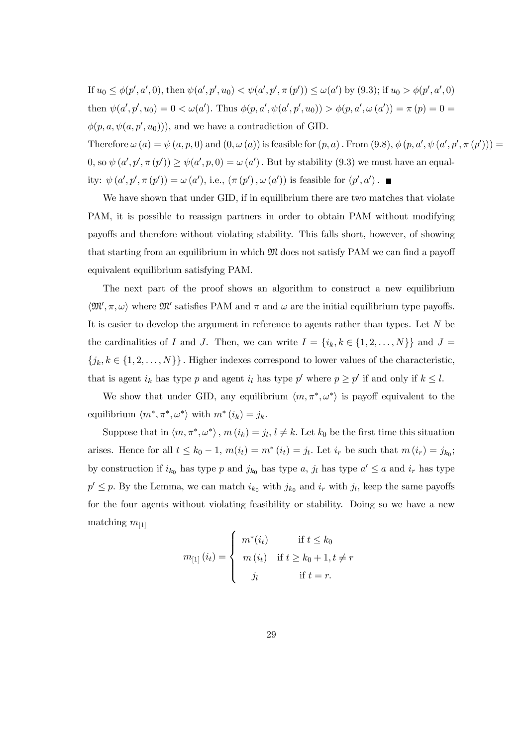If $u_0 \leq \phi(p', a', 0)$, then $\psi(a', p', u_0) < \psi(a', p', \pi(p')) \leq \omega(a')$ by (9.3); if $u_0 > \phi(p', a', 0)$ then $\psi(a', p', u_0) = 0 < \omega(a')$. Thus $\phi(p, a', \psi(a', p', u_0)) > \phi(p, a', \omega(a')) = \pi(p) = 0 = \phi(p, a, \psi(a, p', u_0)))$, and we have a contradiction of GID.

Therefore $\omega(a) = \psi(a, p, 0)$ and $(0, \omega(a))$ is feasible for $(p, a)$. From (9.8), $\phi(p, a', \psi(a', p', \pi(p'))) = 0$, so $\psi(a', p', \pi(p')) \geq \psi(a', p, 0) = \omega(a')$. But by stability (9.3) we must have an equality: $\psi(a', p', \pi(p')) = \omega(a')$, i.e., $(\pi(p'), \omega(a'))$ is feasible for $(p', a')$. ∎

We have shown that under GID, if in equilibrium there are two matches that violate PAM, it is possible to reassign partners in order to obtain PAM without modifying payoffs and therefore without violating stability. This falls short, however, of showing that starting from an equilibrium in which $\mathfrak{M}$ does not satisfy PAM we can find a payoff equivalent equilibrium satisfying PAM.

The next part of the proof shows an algorithm to construct a new equilibrium $\langle \mathfrak{M}', \pi, \omega \rangle$ where $\mathfrak{M}'$ satisfies PAM and $\pi$ and $\omega$ are the initial equilibrium type payoffs. It is easier to develop the argument in reference to agents rather than types. Let $N$ be the cardinalities of $I$ and $J$. Then, we can write $I = \{i_k, k \in \{1, 2, \ldots, N\}\}$ and $J = \{j_k, k \in \{1, 2, \ldots, N\}\}$. Higher indexes correspond to lower values of the characteristic, that is agent $i_k$ has type $p$ and agent $i_l$ has type $p'$ where $p \geq p'$ if and only if $k \leq l$.

We show that under GID, any equilibrium $\langle m, \pi^*, \omega^* \rangle$ is payoff equivalent to the equilibrium $\langle m^*, \pi^*, \omega^* \rangle$ with $m^*(i_k) = j_k$.

Suppose that in $\langle m, \pi^*, \omega^* \rangle$, $m(i_k) = j_l$, $l \neq k$. Let $k_0$ be the first time this situation arises. Hence for all $t \leq k_0 - 1$, $m(i_t) = m^*(i_t) = j_t$. Let $i_r$ be such that $m(i_r) = j_{k_0}$; by construction if $i_{k_0}$ has type $p$ and $j_{k_0}$ has type $a$, $j_l$ has type $a' \leq a$ and $i_r$ has type $p' \leq p$. By the Lemma, we can match $i_{k_0}$ with $j_{k_0}$ and $i_r$ with $j_l$, keep the same payoffs for the four agents without violating feasibility or stability. Doing so we have a new matching $m_{[1]}$

$$m_{[1]}(i_t) = \begin{cases} m^*(i_t) & \text{if } t \leq k_0 \\ m(i_t) & \text{if } t \geq k_0 + 1, t \neq r \\ j_l & \text{if } t = r. \end{cases}$$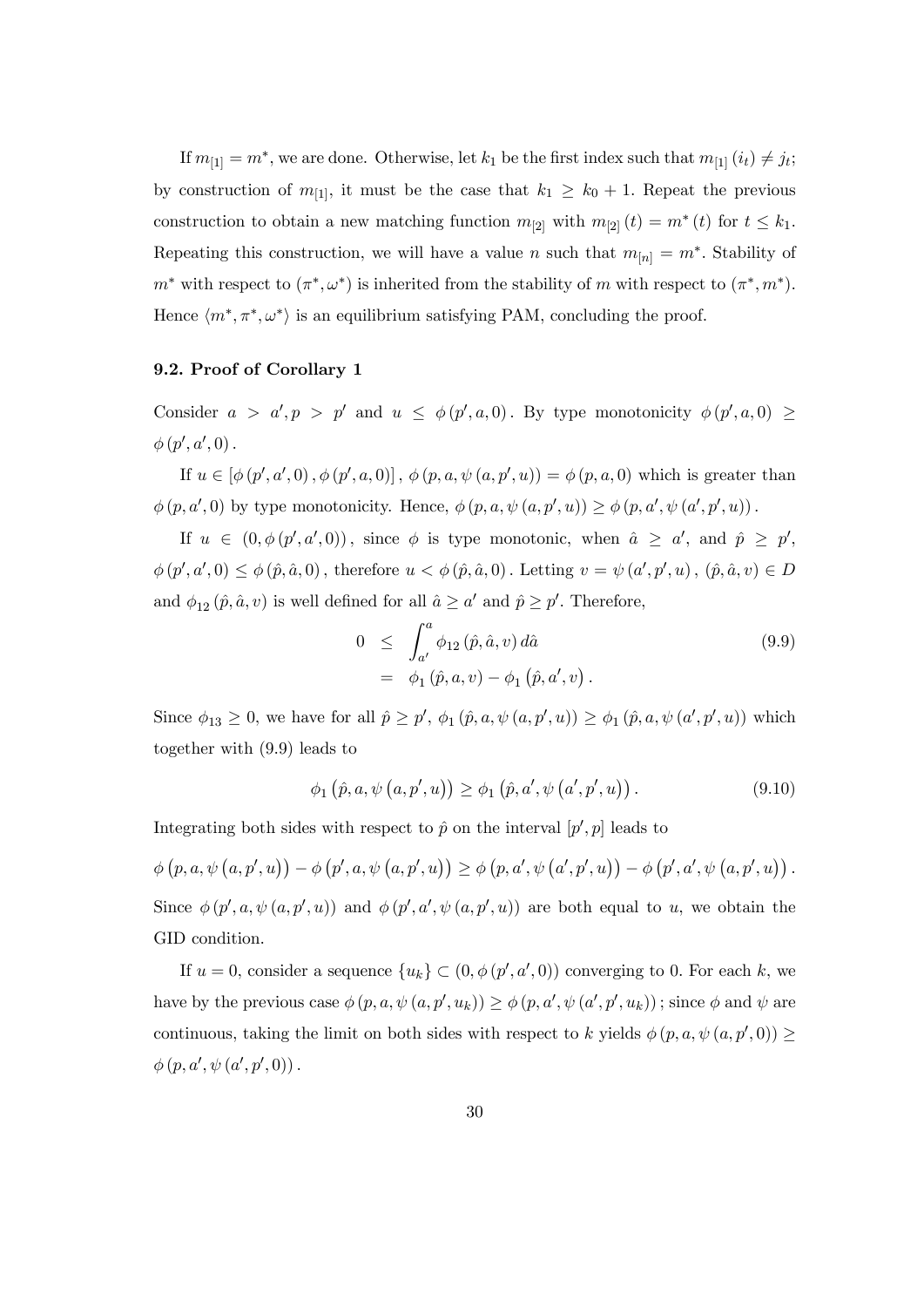If $m_{[1]} = m^*$, we are done. Otherwise, let $k_1$ be the first index such that $m_{[1]}(i_t) \neq j_t$; by construction of $m_{[1]}$, it must be the case that $k_1 \geq k_0 + 1$. Repeat the previous construction to obtain a new matching function $m_{[2]}$ with $m_{[2]}(t) = m^*(t)$ for $t \leq k_1$. Repeating this construction, we will have a value $n$ such that $m_{[n]} = m^*$. Stability of $m^*$ with respect to $(\pi^*, \omega^*)$ is inherited from the stability of $m$ with respect to $(\pi^*, m^*)$. Hence $\langle m^*, \pi^*, \omega^* \rangle$ is an equilibrium satisfying PAM, concluding the proof.

### 9.2. Proof of Corollary 1

Consider $a > a', p > p'$ and $u \leq \phi(p', a, 0)$. By type monotonicity $\phi(p', a, 0) \geq \phi(p', a', 0)$.

If $u \in [\phi(p', a', 0), \phi(p', a, 0)]$, $\phi(p, a, \psi(a, p', u)) = \phi(p, a, 0)$ which is greater than $\phi(p, a', 0)$ by type monotonicity. Hence, $\phi(p, a, \psi(a, p', u)) \geq \phi(p, a', \psi(a', p', u))$.

If $u \in (0, \phi(p', a', 0))$, since $\phi$ is type monotonic, when $\hat{a} \geq a'$, and $\hat{p} \geq p'$, $\phi(p', a', 0) \leq \phi(\hat{p}, \hat{a}, 0)$, therefore $u < \phi(\hat{p}, \hat{a}, 0)$. Letting $v = \psi(a', p', u)$, $(\hat{p}, \hat{a}, v) \in D$ and $\phi_{12}(\hat{p}, \hat{a}, v)$ is well defined for all $\hat{a} \geq a'$ and $\hat{p} \geq p'$. Therefore,

$$
\begin{aligned}
0 &\leq \int_{a'}^{a} \phi_{12}(\hat{p}, \hat{a}, v)\, d\hat{a} \\
&= \phi_1(\hat{p}, a, v) - \phi_1(\hat{p}, a', v).
\end{aligned}
\tag{9.9}
$$

Since $\phi_{13} \geq 0$, we have for all $\hat{p} \geq p'$, $\phi_1(\hat{p}, a, \psi(a, p', u)) \geq \phi_1(\hat{p}, a, \psi(a', p', u))$ which together with (9.9) leads to

$$
\phi_1(\hat{p}, a, \psi(a, p', u)) \geq \phi_1(\hat{p}, a', \psi(a', p', u)). \tag{9.10}
$$

Integrating both sides with respect to $\hat{p}$ on the interval $[p', p]$ leads to

$$
\phi(p, a, \psi(a, p', u)) - \phi(p', a, \psi(a, p', u)) \geq \phi(p, a', \psi(a', p', u)) - \phi(p', a', \psi(a, p', u)).
$$

Since $\phi(p', a, \psi(a, p', u))$ and $\phi(p', a', \psi(a, p', u))$ are both equal to $u$, we obtain the GID condition.

If $u = 0$, consider a sequence $\{u_k\} \subset (0, \phi(p', a', 0))$ converging to 0. For each $k$, we have by the previous case $\phi(p, a, \psi(a, p', u_k)) \geq \phi(p, a', \psi(a', p', u_k))$; since $\phi$ and $\psi$ are continuous, taking the limit on both sides with respect to $k$ yields $\phi(p, a, \psi(a, p', 0)) \geq \phi(p, a', \psi(a', p', 0))$.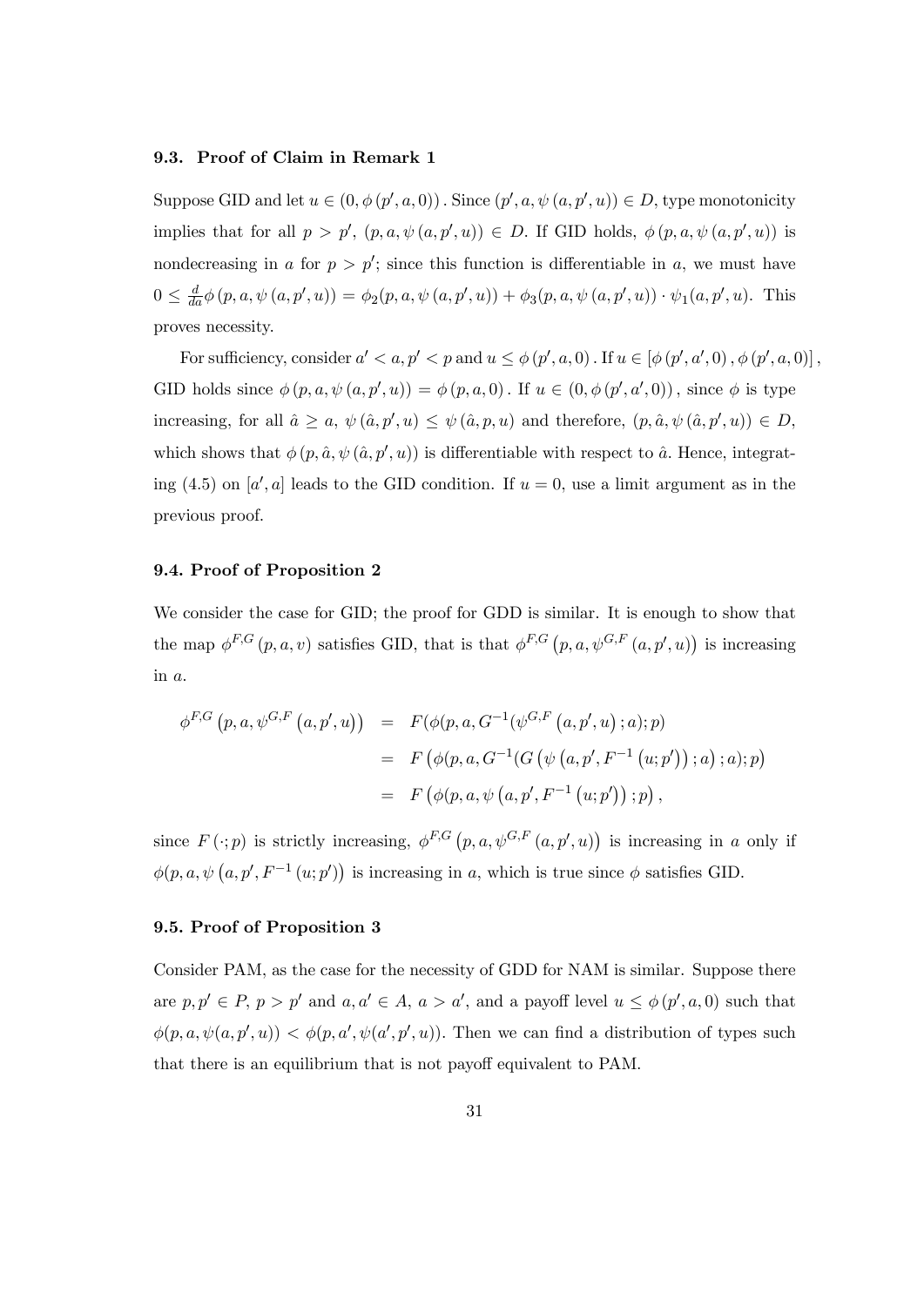### 9.3. Proof of Claim in Remark 1

Suppose GID and let $u \in (0, \phi(p', a, 0))$. Since $(p', a, \psi(a, p', u)) \in D$, type monotonicity implies that for all $p > p'$, $(p, a, \psi(a, p', u)) \in D$. If GID holds, $\phi(p, a, \psi(a, p', u))$ is nondecreasing in $a$ for $p > p'$; since this function is differentiable in $a$, we must have $0 \leq \frac{d}{da}\phi(p, a, \psi(a, p', u)) = \phi_2(p, a, \psi(a, p', u)) + \phi_3(p, a, \psi(a, p', u)) \cdot \psi_1(a, p', u)$. This proves necessity.

For sufficiency, consider $a' < a, p' < p$ and $u \leq \phi(p', a, 0)$. If $u \in [\phi(p', a', 0), \phi(p', a, 0)]$, GID holds since $\phi(p, a, \psi(a, p', u)) = \phi(p, a, 0)$. If $u \in (0, \phi(p', a', 0))$, since $\phi$ is type increasing, for all $\hat{a} \geq a$, $\psi(\hat{a}, p', u) \leq \psi(\hat{a}, p, u)$ and therefore, $(p, \hat{a}, \psi(\hat{a}, p', u)) \in D$, which shows that $\phi(p, \hat{a}, \psi(\hat{a}, p', u))$ is differentiable with respect to $\hat{a}$. Hence, integrating (4.5) on $[a', a]$ leads to the GID condition. If $u = 0$, use a limit argument as in the previous proof.

### 9.4. Proof of Proposition 2

We consider the case for GID; the proof for GDD is similar. It is enough to show that the map $\phi^{F,G}(p, a, v)$ satisfies GID, that is that $\phi^{F,G}(p, a, \psi^{G,F}(a, p', u))$ is increasing in $a$.

$$
\begin{aligned}
\phi^{F,G}\left(p, a, \psi^{G,F}\left(a, p', u\right)\right) &= F(\phi(p, a, G^{-1}(\psi^{G,F}\left(a, p', u\right); a); p) \\
&= F\left(\phi(p, a, G^{-1}(G\left(\psi\left(a, p', F^{-1}\left(u; p'\right)\right); a\right); a); p\right) \\
&= F\left(\phi(p, a, \psi\left(a, p', F^{-1}\left(u; p'\right)\right); p\right),
\end{aligned}
$$

since $F(\cdot; p)$ is strictly increasing, $\phi^{F,G}(p, a, \psi^{G,F}(a, p', u))$ is increasing in $a$ only if $\phi(p, a, \psi(a, p', F^{-1}(u; p'))$ is increasing in $a$, which is true since $\phi$ satisfies GID.

### 9.5. Proof of Proposition 3

Consider PAM, as the case for the necessity of GDD for NAM is similar. Suppose there are $p, p' \in P$, $p > p'$ and $a, a' \in A$, $a > a'$, and a payoff level $u \leq \phi(p', a, 0)$ such that $\phi(p, a, \psi(a, p', u)) < \phi(p, a', \psi(a', p', u))$. Then we can find a distribution of types such that there is an equilibrium that is not payoff equivalent to PAM.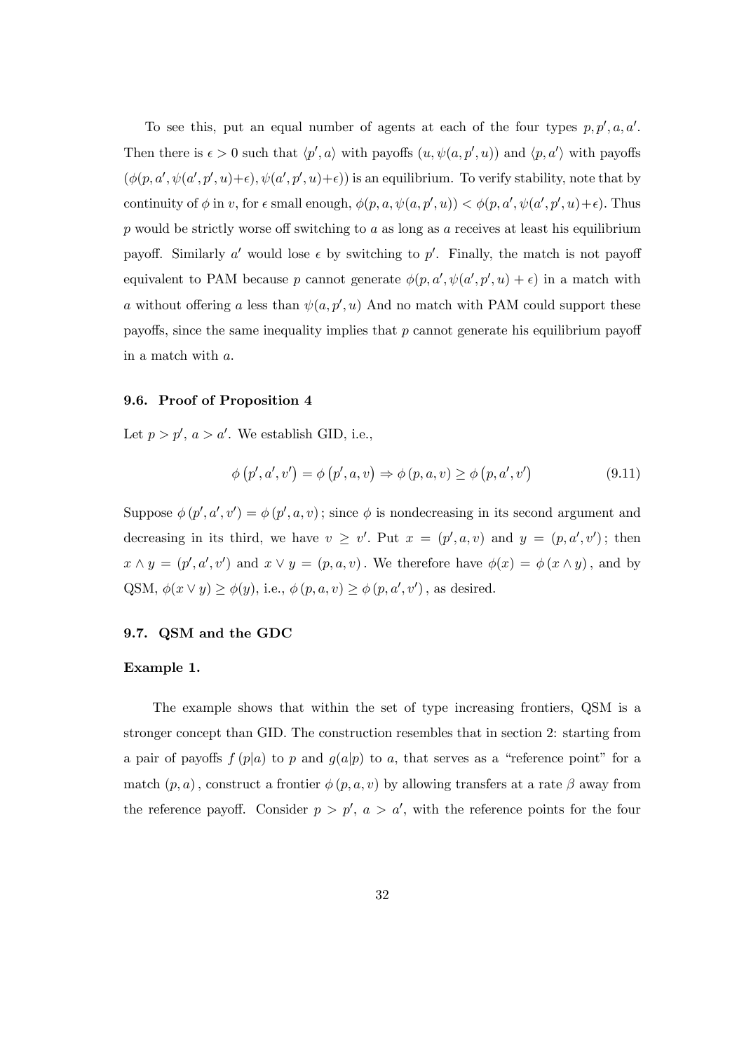To see this, put an equal number of agents at each of the four types $p, p', a, a'$. Then there is $\epsilon > 0$ such that $\langle p', a \rangle$ with payoffs $(u, \psi(a, p', u))$ and $\langle p, a' \rangle$ with payoffs $(\phi(p, a', \psi(a', p', u)+\epsilon), \psi(a', p', u)+\epsilon))$ is an equilibrium. To verify stability, note that by continuity of $\phi$ in $v$, for $\epsilon$ small enough, $\phi(p, a, \psi(a, p', u)) < \phi(p, a', \psi(a', p', u)+\epsilon)$. Thus $p$ would be strictly worse off switching to $a$ as long as $a$ receives at least his equilibrium payoff. Similarly $a'$ would lose $\epsilon$ by switching to $p'$. Finally, the match is not payoff equivalent to PAM because $p$ cannot generate $\phi(p, a', \psi(a', p', u) + \epsilon)$ in a match with $a$ without offering $a$ less than $\psi(a, p', u)$ And no match with PAM could support these payoffs, since the same inequality implies that $p$ cannot generate his equilibrium payoff in a match with $a$.

### 9.6. Proof of Proposition 4

Let $p > p'$, $a > a'$. We establish GID, i.e.,

$$\phi\left(p', a', v'\right) = \phi\left(p', a, v\right) \Rightarrow \phi\left(p, a, v\right) \geq \phi\left(p, a', v'\right) \tag{9.11}$$

Suppose $\phi\left(p', a', v'\right) = \phi\left(p', a, v\right)$; since $\phi$ is nondecreasing in its second argument and decreasing in its third, we have $v \geq v'$. Put $x = (p', a, v)$ and $y = (p, a', v')$; then $x \wedge y = (p', a', v')$ and $x \vee y = (p, a, v)$. We therefore have $\phi(x) = \phi(x \wedge y)$, and by QSM, $\phi(x \vee y) \geq \phi(y)$, i.e., $\phi\left(p, a, v\right) \geq \phi\left(p, a', v'\right)$, as desired.

### 9.7. QSM and the GDC

#### Example 1.

The example shows that within the set of type increasing frontiers, QSM is a stronger concept than GID. The construction resembles that in section 2: starting from a pair of payoffs $f\left(p|a\right)$ to $p$ and $g(a|p)$ to $a$, that serves as a "reference point" for a match $(p, a)$, construct a frontier $\phi\left(p, a, v\right)$ by allowing transfers at a rate $\beta$ away from the reference payoff. Consider $p > p'$, $a > a'$, with the reference points for the four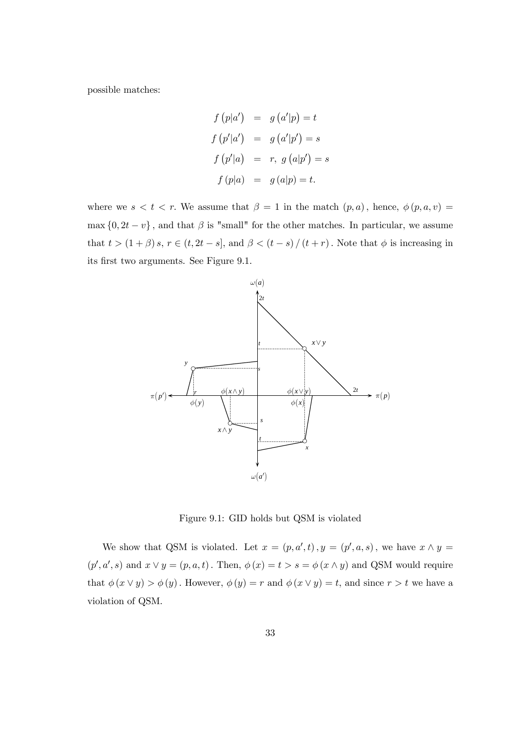possible matches:

$$
\begin{aligned}
f\left(p|a'\right) &= g\left(a'|p\right) = t \\
f\left(p'|a'\right) &= g\left(a'|p'\right) = s \\
f\left(p'|a\right) &= r,\ g\left(a|p'\right) = s \\
f\left(p|a\right) &= g\left(a|p\right) = t.
\end{aligned}
$$

where we $s < t < r$. We assume that $\beta = 1$ in the match $(p, a)$, hence, $\phi(p, a, v) = \max\{0, 2t - v\}$, and that $\beta$ is "small" for the other matches. In particular, we assume that $t > (1 + \beta) s$, $r \in (t, 2t - s]$, and $\beta < (t - s) / (t + r)$. Note that $\phi$ is increasing in its first two arguments. See Figure 9.1.

Figure 9.1: GID holds but QSM is violated

We show that QSM is violated. Let $x = (p, a', t)$, $y = (p', a, s)$, we have $x \wedge y = (p', a', s)$ and $x \vee y = (p, a, t)$. Then, $\phi(x) = t > s = \phi(x \wedge y)$ and QSM would require that $\phi(x \vee y) > \phi(y)$. However, $\phi(y) = r$ and $\phi(x \vee y) = t$, and since $r > t$ we have a violation of QSM.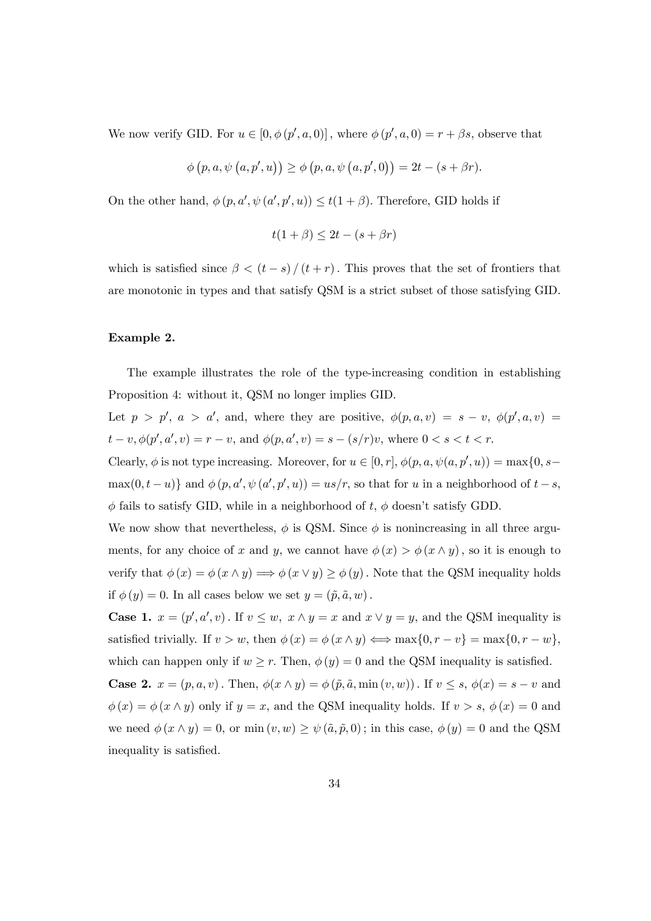We now verify GID. For $u \in [0, \phi(p', a, 0)]$, where $\phi(p', a, 0) = r + \beta s$, observe that

$$\phi\left(p, a, \psi\left(a, p', u\right)\right) \geq \phi\left(p, a, \psi\left(a, p', 0\right)\right) = 2t - (s + \beta r).$$

On the other hand, $\phi(p, a', \psi(a', p', u)) \leq t(1+\beta)$. Therefore, GID holds if

$$t(1+\beta) \leq 2t - (s + \beta r)$$

which is satisfied since $\beta < (t-s)/(t+r)$. This proves that the set of frontiers that are monotonic in types and that satisfy QSM is a strict subset of those satisfying GID.

**Example 2.**

The example illustrates the role of the type-increasing condition in establishing Proposition 4: without it, QSM no longer implies GID.

Let $p > p'$, $a > a'$, and, where they are positive, $\phi(p, a, v) = s - v$, $\phi(p', a, v) = t - v, \phi(p', a', v) = r - v$, and $\phi(p, a', v) = s - (s/r)v$, where $0 < s < t < r$.

Clearly, $\phi$ is not type increasing. Moreover, for $u \in [0, r]$, $\phi(p, a, \psi(a, p', u)) = \max\{0, s - \max(0, t-u)\}$ and $\phi(p, a', \psi(a', p', u)) = us/r$, so that for $u$ in a neighborhood of $t - s$, $\phi$ fails to satisfy GID, while in a neighborhood of $t$, $\phi$ doesn't satisfy GDD.

We now show that nevertheless, $\phi$ is QSM. Since $\phi$ is nonincreasing in all three arguments, for any choice of $x$ and $y$, we cannot have $\phi(x) > \phi(x \wedge y)$, so it is enough to verify that $\phi(x) = \phi(x \wedge y) \Longrightarrow \phi(x \vee y) \geq \phi(y)$. Note that the QSM inequality holds if $\phi(y) = 0$. In all cases below we set $y = (\tilde{p}, \tilde{a}, w)$.

**Case 1.** $x = (p', a', v)$. If $v \leq w$, $x \wedge y = x$ and $x \vee y = y$, and the QSM inequality is satisfied trivially. If $v > w$, then $\phi(x) = \phi(x \wedge y) \iff \max\{0, r - v\} = \max\{0, r - w\}$, which can happen only if $w \geq r$. Then, $\phi(y) = 0$ and the QSM inequality is satisfied.

**Case 2.** $x = (p, a, v)$. Then, $\phi(x \wedge y) = \phi(\tilde{p}, \tilde{a}, \min(v, w))$. If $v \leq s$, $\phi(x) = s - v$ and $\phi(x) = \phi(x \wedge y)$ only if $y = x$, and the QSM inequality holds. If $v > s$, $\phi(x) = 0$ and we need $\phi(x \wedge y) = 0$, or $\min(v, w) \geq \psi(\tilde{a}, \tilde{p}, 0)$; in this case, $\phi(y) = 0$ and the QSM inequality is satisfied.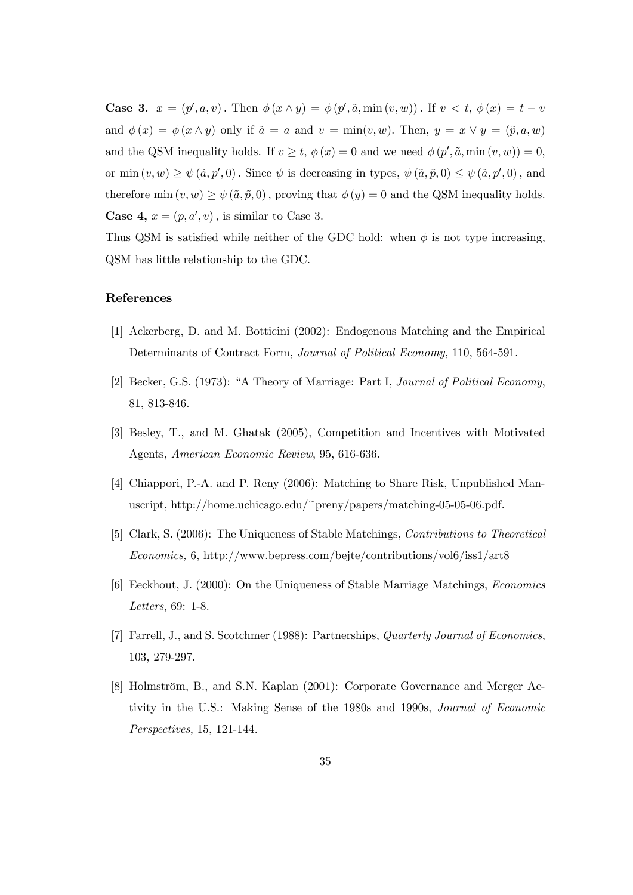**Case 3.** $x = (p', a, v)$. Then $\phi(x \wedge y) = \phi(p', \tilde{a}, \min(v, w))$. If $v < t$, $\phi(x) = t - v$ and $\phi(x) = \phi(x \wedge y)$ only if $\tilde{a} = a$ and $v = \min(v, w)$. Then, $y = x \vee y = (\tilde{p}, a, w)$ and the QSM inequality holds. If $v \geq t$, $\phi(x) = 0$ and we need $\phi(p', \tilde{a}, \min(v, w)) = 0$, or $\min(v, w) \geq \psi(\tilde{a}, p', 0)$. Since $\psi$ is decreasing in types, $\psi(\tilde{a}, \tilde{p}, 0) \leq \psi(\tilde{a}, p', 0)$, and therefore $\min(v, w) \geq \psi(\tilde{a}, \tilde{p}, 0)$, proving that $\phi(y) = 0$ and the QSM inequality holds.

**Case 4,** $x = (p, a', v)$, is similar to Case 3.

Thus QSM is satisfied while neither of the GDC hold: when $\phi$ is not type increasing, QSM has little relationship to the GDC.

## References

[1] Ackerberg, D. and M. Botticini (2002): Endogenous Matching and the Empirical Determinants of Contract Form, *Journal of Political Economy*, 110, 564-591.

[2] Becker, G.S. (1973): "A Theory of Marriage: Part I, *Journal of Political Economy*, 81, 813-846.

[3] Besley, T., and M. Ghatak (2005), Competition and Incentives with Motivated Agents, *American Economic Review*, 95, 616-636.

[4] Chiappori, P.-A. and P. Reny (2006): Matching to Share Risk, Unpublished Manuscript, http://home.uchicago.edu/~preny/papers/matching-05-05-06.pdf.

[5] Clark, S. (2006): The Uniqueness of Stable Matchings, *Contributions to Theoretical Economics,* 6, http://www.bepress.com/bejte/contributions/vol6/iss1/art8

[6] Eeckhout, J. (2000): On the Uniqueness of Stable Marriage Matchings, *Economics Letters*, 69: 1-8.

[7] Farrell, J., and S. Scotchmer (1988): Partnerships, *Quarterly Journal of Economics*, 103, 279-297.

[8] Holmström, B., and S.N. Kaplan (2001): Corporate Governance and Merger Activity in the U.S.: Making Sense of the 1980s and 1990s, *Journal of Economic Perspectives*, 15, 121-144.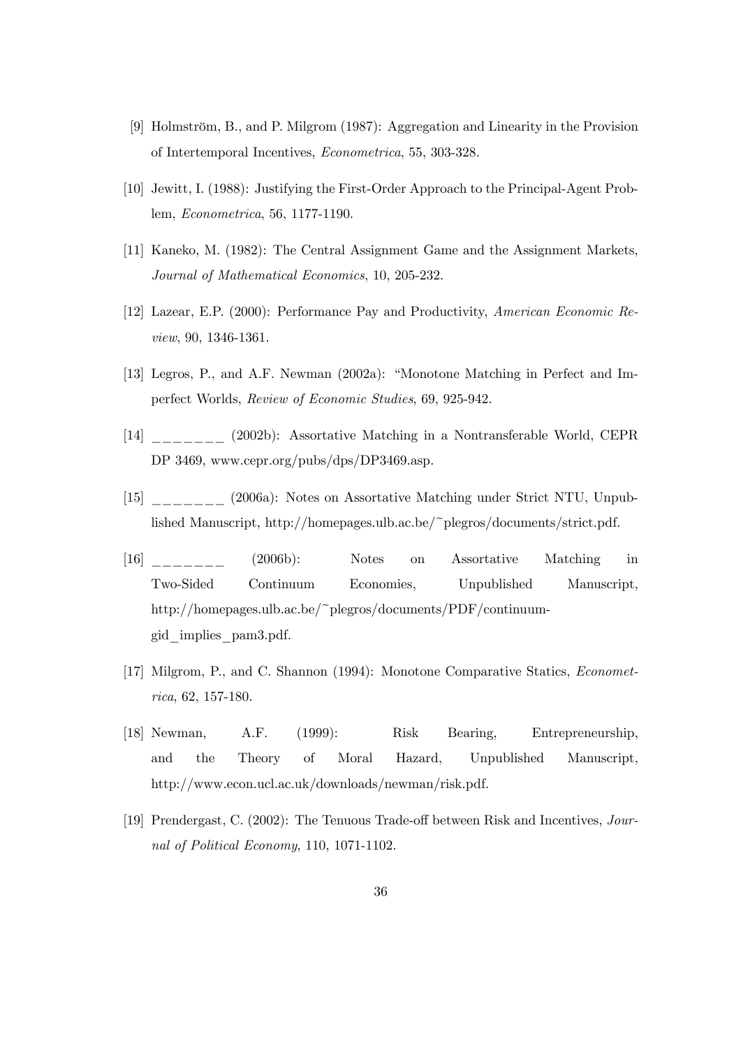[9] Holmström, B., and P. Milgrom (1987): Aggregation and Linearity in the Provision of Intertemporal Incentives, *Econometrica*, 55, 303-328.

[10] Jewitt, I. (1988): Justifying the First-Order Approach to the Principal-Agent Problem, *Econometrica*, 56, 1177-1190.

[11] Kaneko, M. (1982): The Central Assignment Game and the Assignment Markets, *Journal of Mathematical Economics*, 10, 205-232.

[12] Lazear, E.P. (2000): Performance Pay and Productivity, *American Economic Review*, 90, 1346-1361.

[13] Legros, P., and A.F. Newman (2002a): "Monotone Matching in Perfect and Imperfect Worlds, *Review of Economic Studies*, 69, 925-942.

[14] _______ (2002b): Assortative Matching in a Nontransferable World, CEPR DP 3469, www.cepr.org/pubs/dps/DP3469.asp.

[15] _______ (2006a): Notes on Assortative Matching under Strict NTU, Unpublished Manuscript, http://homepages.ulb.ac.be/~plegros/documents/strict.pdf.

[16] _______ (2006b): Notes on Assortative Matching in Two-Sided Continuum Economies, Unpublished Manuscript, http://homepages.ulb.ac.be/~plegros/documents/PDF/continuum-gid_implies_pam3.pdf.

[17] Milgrom, P., and C. Shannon (1994): Monotone Comparative Statics, *Econometrica*, 62, 157-180.

[18] Newman, A.F. (1999): Risk Bearing, Entrepreneurship, and the Theory of Moral Hazard, Unpublished Manuscript, http://www.econ.ucl.ac.uk/downloads/newman/risk.pdf.

[19] Prendergast, C. (2002): The Tenuous Trade-off between Risk and Incentives, *Journal of Political Economy*, 110, 1071-1102.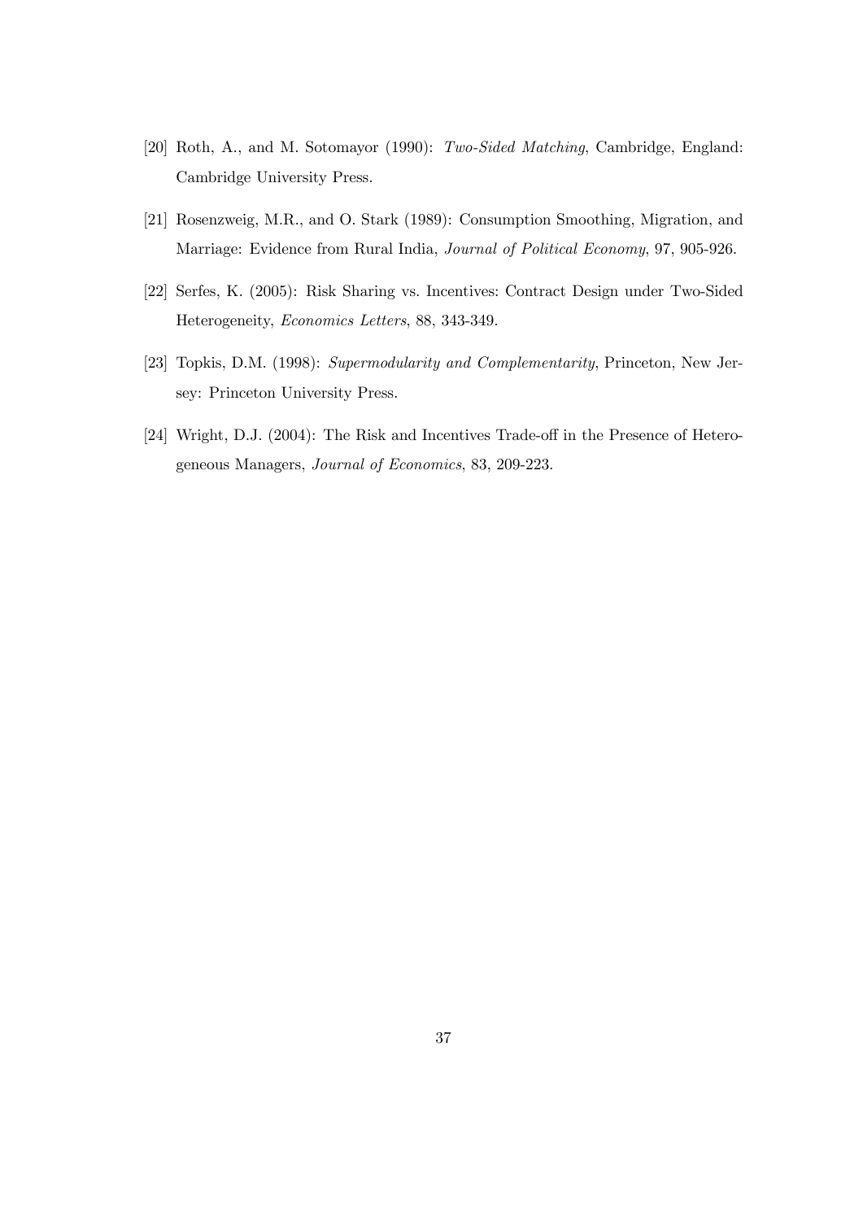[20] Roth, A., and M. Sotomayor (1990): *Two-Sided Matching*, Cambridge, England: Cambridge University Press.

[21] Rosenzweig, M.R., and O. Stark (1989): Consumption Smoothing, Migration, and Marriage: Evidence from Rural India, *Journal of Political Economy*, 97, 905-926.

[22] Serfes, K. (2005): Risk Sharing vs. Incentives: Contract Design under Two-Sided Heterogeneity, *Economics Letters*, 88, 343-349.

[23] Topkis, D.M. (1998): *Supermodularity and Complementarity*, Princeton, New Jersey: Princeton University Press.

[24] Wright, D.J. (2004): The Risk and Incentives Trade-off in the Presence of Heterogeneous Managers, *Journal of Economics*, 83, 209-223.